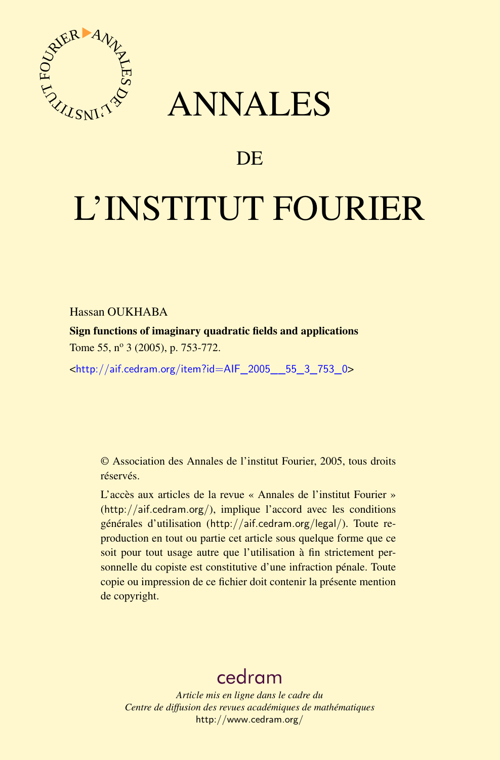# ANNALES

# DE

# L'INSTITUT FOURIER

Hassan OUKHABA

**Sign functions of imaginary quadratic fields and applications**

Tome 55, n° 3 (2005), p. 753-772.

<http://aif.cedram.org/item?id=AIF_2005__55_3_753_0>

© Association des Annales de l'institut Fourier, 2005, tous droits réservés.

L'accès aux articles de la revue « Annales de l'institut Fourier » (http://aif.cedram.org/), implique l'accord avec les conditions générales d'utilisation (http://aif.cedram.org/legal/). Toute reproduction en tout ou partie cet article sous quelque forme que ce soit pour tout usage autre que l'utilisation à fin strictement personnelle du copiste est constitutive d'une infraction pénale. Toute copie ou impression de ce fichier doit contenir la présente mention de copyright.

cedram

*Article mis en ligne dans le cadre du*
*Centre de diffusion des revues académiques de mathématiques*
http://www.cedram.org/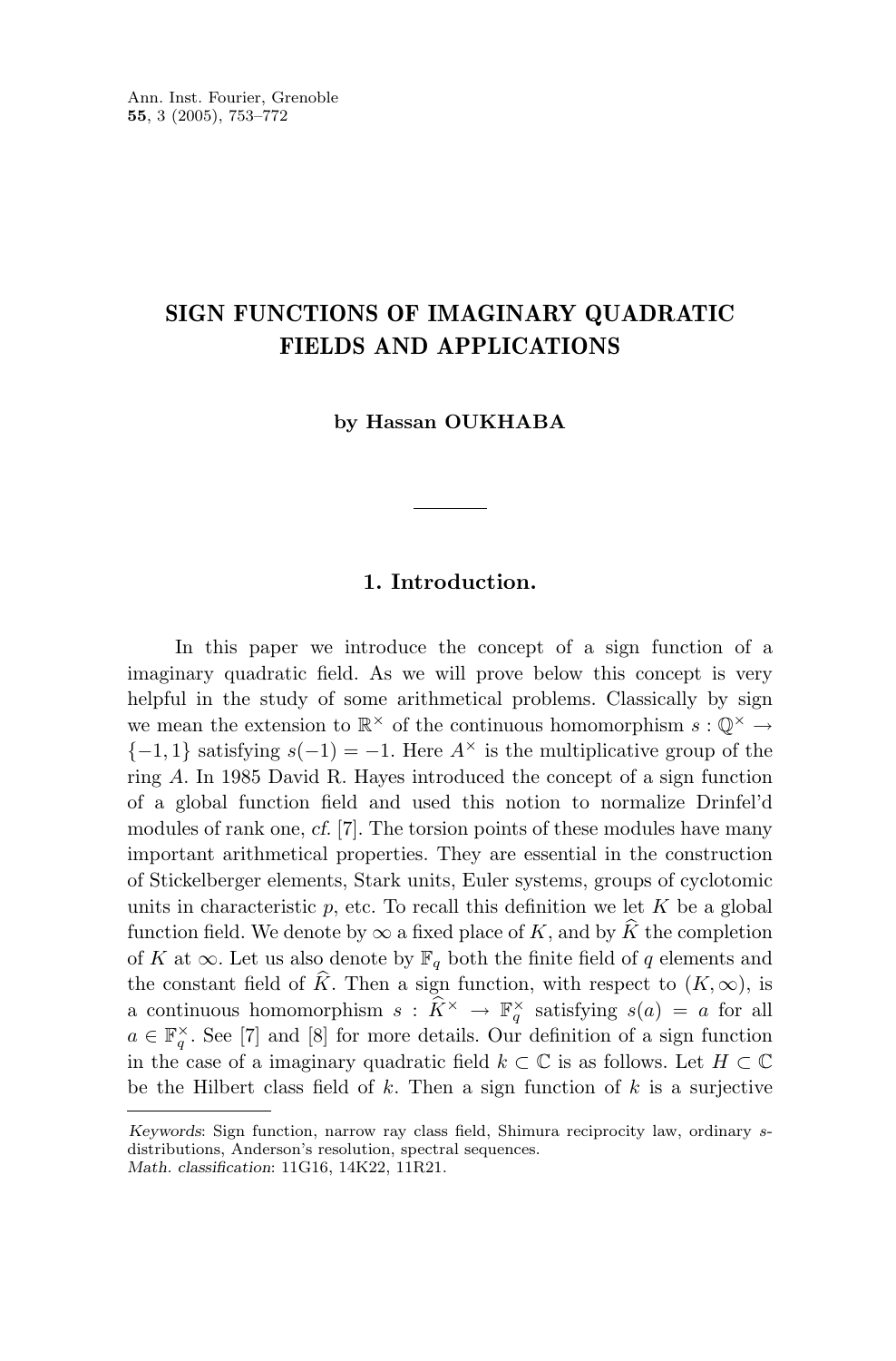Ann. Inst. Fourier, Grenoble
**55**, 3 (2005), 753–772

# SIGN FUNCTIONS OF IMAGINARY QUADRATIC FIELDS AND APPLICATIONS

**by Hassan OUKHABA**

---

## 1. Introduction.

In this paper we introduce the concept of a sign function of a imaginary quadratic field. As we will prove below this concept is very helpful in the study of some arithmetical problems. Classically by sign we mean the extension to $\mathbb{R}^{\times}$ of the continuous homomorphism $s : \mathbb{Q}^{\times} \to \{-1, 1\}$ satisfying $s(-1) = -1$. Here $A^{\times}$ is the multiplicative group of the ring $A$. In 1985 David R. Hayes introduced the concept of a sign function of a global function field and used this notion to normalize Drinfel'd modules of rank one, *cf.* [7]. The torsion points of these modules have many important arithmetical properties. They are essential in the construction of Stickelberger elements, Stark units, Euler systems, groups of cyclotomic units in characteristic $p$, etc. To recall this definition we let $K$ be a global function field. We denote by $\infty$ a fixed place of $K$, and by $\widehat{K}$ the completion of $K$ at $\infty$. Let us also denote by $\mathbb{F}_q$ both the finite field of $q$ elements and the constant field of $\widehat{K}$. Then a sign function, with respect to $(K, \infty)$, is a continuous homomorphism $s : \widehat{K}^{\times} \to \mathbb{F}_q^{\times}$ satisfying $s(a) = a$ for all $a \in \mathbb{F}_q^{\times}$. See [7] and [8] for more details. Our definition of a sign function in the case of a imaginary quadratic field $k \subset \mathbb{C}$ is as follows. Let $H \subset \mathbb{C}$ be the Hilbert class field of $k$. Then a sign function of $k$ is a surjective

---

*Keywords*: Sign function, narrow ray class field, Shimura reciprocity law, ordinary $s$-distributions, Anderson's resolution, spectral sequences.
*Math. classification*: 11G16, 14K22, 11R21.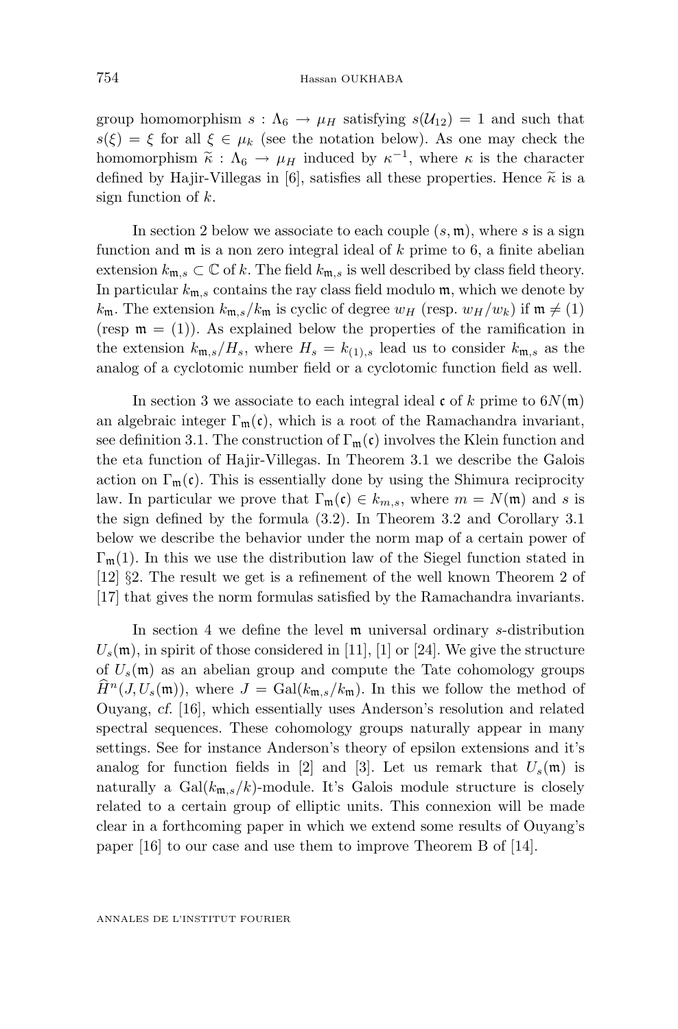group homomorphism $s : \Lambda_6 \to \mu_H$ satisfying $s(\mathcal{U}_{12}) = 1$ and such that $s(\xi) = \xi$ for all $\xi \in \mu_k$ (see the notation below). As one may check the homomorphism $\widetilde{\kappa} : \Lambda_6 \to \mu_H$ induced by $\kappa^{-1}$, where $\kappa$ is the character defined by Hajir-Villegas in [6], satisfies all these properties. Hence $\widetilde{\kappa}$ is a sign function of $k$.

In section 2 below we associate to each couple $(s, \mathfrak{m})$, where $s$ is a sign function and $\mathfrak{m}$ is a non zero integral ideal of $k$ prime to 6, a finite abelian extension $k_{\mathfrak{m},s} \subset \mathbb{C}$ of $k$. The field $k_{\mathfrak{m},s}$ is well described by class field theory. In particular $k_{\mathfrak{m},s}$ contains the ray class field modulo $\mathfrak{m}$, which we denote by $k_{\mathfrak{m}}$. The extension $k_{\mathfrak{m},s}/k_{\mathfrak{m}}$ is cyclic of degree $w_H$ (resp. $w_H/w_k$) if $\mathfrak{m} \neq (1)$ (resp $\mathfrak{m} = (1)$). As explained below the properties of the ramification in the extension $k_{\mathfrak{m},s}/H_s$, where $H_s = k_{(1),s}$ lead us to consider $k_{\mathfrak{m},s}$ as the analog of a cyclotomic number field or a cyclotomic function field as well.

In section 3 we associate to each integral ideal $\mathfrak{c}$ of $k$ prime to $6N(\mathfrak{m})$ an algebraic integer $\Gamma_{\mathfrak{m}}(\mathfrak{c})$, which is a root of the Ramachandra invariant, see definition 3.1. The construction of $\Gamma_{\mathfrak{m}}(\mathfrak{c})$ involves the Klein function and the eta function of Hajir-Villegas. In Theorem 3.1 we describe the Galois action on $\Gamma_{\mathfrak{m}}(\mathfrak{c})$. This is essentially done by using the Shimura reciprocity law. In particular we prove that $\Gamma_{\mathfrak{m}}(\mathfrak{c}) \in k_{m,s}$, where $m = N(\mathfrak{m})$ and $s$ is the sign defined by the formula (3.2). In Theorem 3.2 and Corollary 3.1 below we describe the behavior under the norm map of a certain power of $\Gamma_{\mathfrak{m}}(1)$. In this we use the distribution law of the Siegel function stated in [12] §2. The result we get is a refinement of the well known Theorem 2 of [17] that gives the norm formulas satisfied by the Ramachandra invariants.

In section 4 we define the level $\mathfrak{m}$ universal ordinary $s$-distribution $U_s(\mathfrak{m})$, in spirit of those considered in [11], [1] or [24]. We give the structure of $U_s(\mathfrak{m})$ as an abelian group and compute the Tate cohomology groups $\widehat{H}^n(J, U_s(\mathfrak{m}))$, where $J = \mathrm{Gal}(k_{\mathfrak{m},s}/k_{\mathfrak{m}})$. In this we follow the method of Ouyang, *cf.* [16], which essentially uses Anderson's resolution and related spectral sequences. These cohomology groups naturally appear in many settings. See for instance Anderson's theory of epsilon extensions and it's analog for function fields in [2] and [3]. Let us remark that $U_s(\mathfrak{m})$ is naturally a $\mathrm{Gal}(k_{\mathfrak{m},s}/k)$-module. It's Galois module structure is closely related to a certain group of elliptic units. This connexion will be made clear in a forthcoming paper in which we extend some results of Ouyang's paper [16] to our case and use them to improve Theorem B of [14].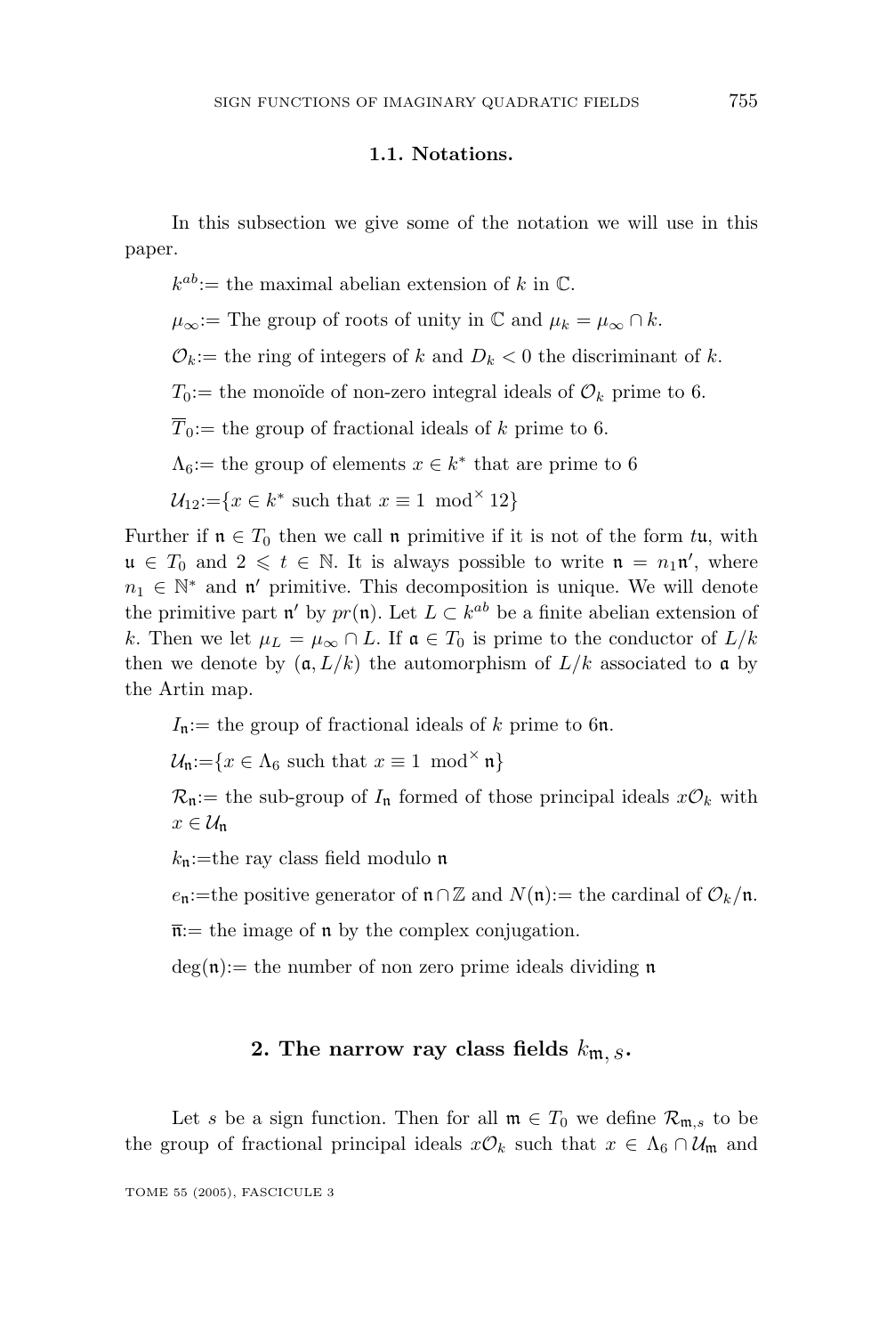### 1.1. Notations.

In this subsection we give some of the notation we will use in this paper.

$k^{ab}$:= the maximal abelian extension of $k$ in $\mathbb{C}$.

$\mu_\infty$:= The group of roots of unity in $\mathbb{C}$ and $\mu_k = \mu_\infty \cap k$.

$\mathcal{O}_k$:= the ring of integers of $k$ and $D_k < 0$ the discriminant of $k$.

$T_0$:= the monoïde of non-zero integral ideals of $\mathcal{O}_k$ prime to 6.

$\overline{T}_0$:= the group of fractional ideals of $k$ prime to 6.

$\Lambda_6$:= the group of elements $x \in k^*$ that are prime to 6

$\mathcal{U}_{12}$:=$\{x \in k^*$ such that $x \equiv 1 \mod^\times 12\}$

Further if $\mathfrak{n} \in T_0$ then we call $\mathfrak{n}$ primitive if it is not of the form $t\mathfrak{u}$, with $\mathfrak{u} \in T_0$ and $2 \leqslant t \in \mathbb{N}$. It is always possible to write $\mathfrak{n} = n_1\mathfrak{n}'$, where $n_1 \in \mathbb{N}^*$ and $\mathfrak{n}'$ primitive. This decomposition is unique. We will denote the primitive part $\mathfrak{n}'$ by $pr(\mathfrak{n})$. Let $L \subset k^{ab}$ be a finite abelian extension of $k$. Then we let $\mu_L = \mu_\infty \cap L$. If $\mathfrak{a} \in T_0$ is prime to the conductor of $L/k$ then we denote by $(\mathfrak{a}, L/k)$ the automorphism of $L/k$ associated to $\mathfrak{a}$ by the Artin map.

$I_\mathfrak{n}$:= the group of fractional ideals of $k$ prime to $6\mathfrak{n}$.

$\mathcal{U}_\mathfrak{n}$:=$\{x \in \Lambda_6$ such that $x \equiv 1 \mod^\times \mathfrak{n}\}$

$\mathcal{R}_\mathfrak{n}$:= the sub-group of $I_\mathfrak{n}$ formed of those principal ideals $x\mathcal{O}_k$ with $x \in \mathcal{U}_\mathfrak{n}$

$k_\mathfrak{n}$:=the ray class field modulo $\mathfrak{n}$

$e_\mathfrak{n}$:=the positive generator of $\mathfrak{n} \cap \mathbb{Z}$ and $N(\mathfrak{n})$:= the cardinal of $\mathcal{O}_k/\mathfrak{n}$.

$\overline{\mathfrak{n}}$:= the image of $\mathfrak{n}$ by the complex conjugation.

$\deg(\mathfrak{n})$:= the number of non zero prime ideals dividing $\mathfrak{n}$

## 2. The narrow ray class fields $k_{\mathfrak{m},s}$.

Let $s$ be a sign function. Then for all $\mathfrak{m} \in T_0$ we define $\mathcal{R}_{\mathfrak{m},s}$ to be the group of fractional principal ideals $x\mathcal{O}_k$ such that $x \in \Lambda_6 \cap \mathcal{U}_\mathfrak{m}$ and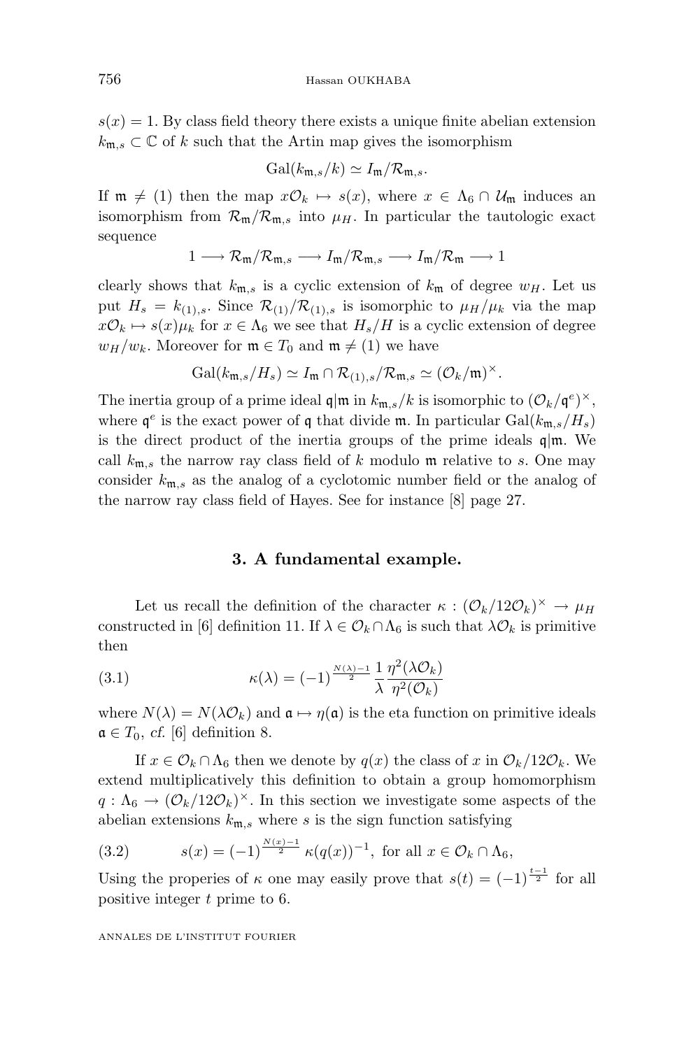$s(x) = 1$. By class field theory there exists a unique finite abelian extension $k_{\mathfrak{m},s} \subset \mathbb{C}$ of $k$ such that the Artin map gives the isomorphism

$$\mathrm{Gal}(k_{\mathfrak{m},s}/k) \simeq I_{\mathfrak{m}}/\mathcal{R}_{\mathfrak{m},s}.$$

If $\mathfrak{m} \neq (1)$ then the map $x\mathcal{O}_k \mapsto s(x)$, where $x \in \Lambda_6 \cap \mathcal{U}_{\mathfrak{m}}$ induces an isomorphism from $\mathcal{R}_{\mathfrak{m}}/\mathcal{R}_{\mathfrak{m},s}$ into $\mu_H$. In particular the tautologic exact sequence

$$1 \longrightarrow \mathcal{R}_{\mathfrak{m}}/\mathcal{R}_{\mathfrak{m},s} \longrightarrow I_{\mathfrak{m}}/\mathcal{R}_{\mathfrak{m},s} \longrightarrow I_{\mathfrak{m}}/\mathcal{R}_{\mathfrak{m}} \longrightarrow 1$$

clearly shows that $k_{\mathfrak{m},s}$ is a cyclic extension of $k_{\mathfrak{m}}$ of degree $w_H$. Let us put $H_s = k_{(1),s}$. Since $\mathcal{R}_{(1)}/\mathcal{R}_{(1),s}$ is isomorphic to $\mu_H/\mu_k$ via the map $x\mathcal{O}_k \mapsto s(x)\mu_k$ for $x \in \Lambda_6$ we see that $H_s/H$ is a cyclic extension of degree $w_H/w_k$. Moreover for $\mathfrak{m} \in T_0$ and $\mathfrak{m} \neq (1)$ we have

$$\mathrm{Gal}(k_{\mathfrak{m},s}/H_s) \simeq I_{\mathfrak{m}} \cap \mathcal{R}_{(1),s}/\mathcal{R}_{\mathfrak{m},s} \simeq (\mathcal{O}_k/\mathfrak{m})^{\times}.$$

The inertia group of a prime ideal $\mathfrak{q}|\mathfrak{m}$ in $k_{\mathfrak{m},s}/k$ is isomorphic to $(\mathcal{O}_k/\mathfrak{q}^e)^{\times}$, where $\mathfrak{q}^e$ is the exact power of $\mathfrak{q}$ that divide $\mathfrak{m}$. In particular $\mathrm{Gal}(k_{\mathfrak{m},s}/H_s)$ is the direct product of the inertia groups of the prime ideals $\mathfrak{q}|\mathfrak{m}$. We call $k_{\mathfrak{m},s}$ the narrow ray class field of $k$ modulo $\mathfrak{m}$ relative to $s$. One may consider $k_{\mathfrak{m},s}$ as the analog of a cyclotomic number field or the analog of the narrow ray class field of Hayes. See for instance [8] page 27.

## 3. A fundamental example.

Let us recall the definition of the character $\kappa : (\mathcal{O}_k/12\mathcal{O}_k)^{\times} \to \mu_H$ constructed in [6] definition 11. If $\lambda \in \mathcal{O}_k \cap \Lambda_6$ is such that $\lambda\mathcal{O}_k$ is primitive then

$$\kappa(\lambda) = (-1)^{\frac{N(\lambda)-1}{2}} \frac{1}{\lambda} \frac{\eta^2(\lambda\mathcal{O}_k)}{\eta^2(\mathcal{O}_k)} \tag{3.1}$$

where $N(\lambda) = N(\lambda\mathcal{O}_k)$ and $\mathfrak{a} \mapsto \eta(\mathfrak{a})$ is the eta function on primitive ideals $\mathfrak{a} \in T_0$, *cf.* [6] definition 8.

If $x \in \mathcal{O}_k \cap \Lambda_6$ then we denote by $q(x)$ the class of $x$ in $\mathcal{O}_k/12\mathcal{O}_k$. We extend multiplicatively this definition to obtain a group homomorphism $q : \Lambda_6 \to (\mathcal{O}_k/12\mathcal{O}_k)^{\times}$. In this section we investigate some aspects of the abelian extensions $k_{\mathfrak{m},s}$ where $s$ is the sign function satisfying

$$s(x) = (-1)^{\frac{N(x)-1}{2}} \kappa(q(x))^{-1}, \text{ for all } x \in \mathcal{O}_k \cap \Lambda_6, \tag{3.2}$$

Using the properies of $\kappa$ one may easily prove that $s(t) = (-1)^{\frac{t-1}{2}}$ for all positive integer $t$ prime to 6.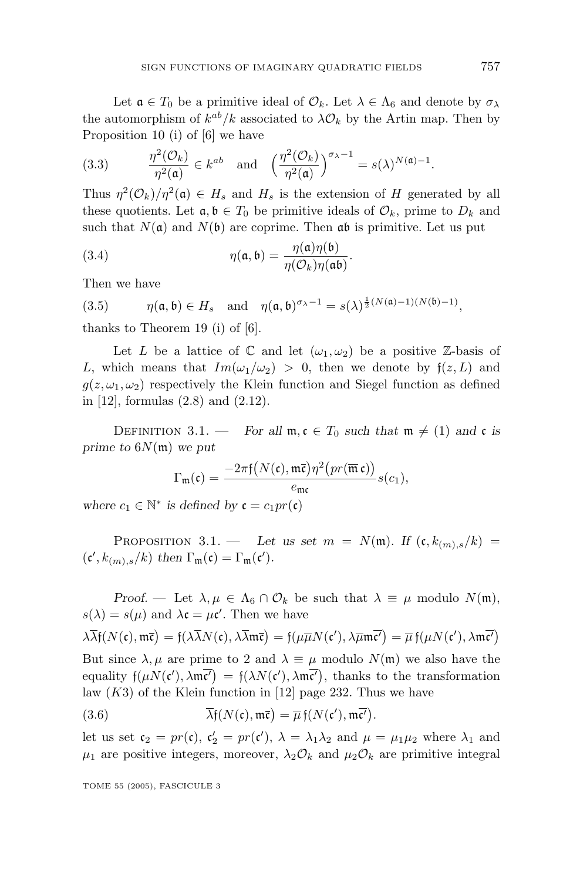Let $\mathfrak{a} \in T_0$ be a primitive ideal of $\mathcal{O}_k$. Let $\lambda \in \Lambda_6$ and denote by $\sigma_\lambda$ the automorphism of $k^{ab}/k$ associated to $\lambda\mathcal{O}_k$ by the Artin map. Then by Proposition 10 (i) of [6] we have

$$\frac{\eta^2(\mathcal{O}_k)}{\eta^2(\mathfrak{a})} \in k^{ab} \quad \text{and} \quad \Big(\frac{\eta^2(\mathcal{O}_k)}{\eta^2(\mathfrak{a})}\Big)^{\sigma_\lambda - 1} = s(\lambda)^{N(\mathfrak{a})-1}. \tag{3.3}$$

Thus $\eta^2(\mathcal{O}_k)/\eta^2(\mathfrak{a}) \in H_s$ and $H_s$ is the extension of $H$ generated by all these quotients. Let $\mathfrak{a}, \mathfrak{b} \in T_0$ be primitive ideals of $\mathcal{O}_k$, prime to $D_k$ and such that $N(\mathfrak{a})$ and $N(\mathfrak{b})$ are coprime. Then $\mathfrak{a}\mathfrak{b}$ is primitive. Let us put

$$\eta(\mathfrak{a}, \mathfrak{b}) = \frac{\eta(\mathfrak{a})\eta(\mathfrak{b})}{\eta(\mathcal{O}_k)\eta(\mathfrak{a}\mathfrak{b})}. \tag{3.4}$$

Then we have

$$\eta(\mathfrak{a}, \mathfrak{b}) \in H_s \quad \text{and} \quad \eta(\mathfrak{a}, \mathfrak{b})^{\sigma_\lambda - 1} = s(\lambda)^{\frac{1}{2}(N(\mathfrak{a})-1)(N(\mathfrak{b})-1)}, \tag{3.5}$$

thanks to Theorem 19 (i) of [6].

Let $L$ be a lattice of $\mathbb{C}$ and let $(\omega_1, \omega_2)$ be a positive $\mathbb{Z}$-basis of $L$, which means that $Im(\omega_1/\omega_2) > 0$, then we denote by $\mathfrak{f}(z, L)$ and $g(z, \omega_1, \omega_2)$ respectively the Klein function and Siegel function as defined in [12], formulas (2.8) and (2.12).

Definition 3.1. — *For all $\mathfrak{m}, \mathfrak{c} \in T_0$ such that $\mathfrak{m} \neq (1)$ and $\mathfrak{c}$ is prime to $6N(\mathfrak{m})$ we put*

$$\Gamma_{\mathfrak{m}}(\mathfrak{c}) = \frac{-2\pi \mathfrak{f}\big(N(\mathfrak{c}), \mathfrak{m}\overline{\mathfrak{c}}\big)\eta^2\big(pr(\overline{\mathfrak{m}}\,\mathfrak{c})\big)}{e_{\mathfrak{m}\mathfrak{c}}} s(c_1),$$

*where $c_1 \in \mathbb{N}^*$ is defined by $\mathfrak{c} = c_1 pr(\mathfrak{c})$*

Proposition 3.1. — *Let us set $m = N(\mathfrak{m})$. If $(\mathfrak{c}, k_{(m),s}/k) = (\mathfrak{c}', k_{(m),s}/k)$ then $\Gamma_{\mathfrak{m}}(\mathfrak{c}) = \Gamma_{\mathfrak{m}}(\mathfrak{c}')$.*

*Proof*. — Let $\lambda, \mu \in \Lambda_6 \cap \mathcal{O}_k$ be such that $\lambda \equiv \mu$ modulo $N(\mathfrak{m})$, $s(\lambda) = s(\mu)$ and $\lambda\mathfrak{c} = \mu\mathfrak{c}'$. Then we have

$$\lambda\overline{\lambda}\mathfrak{f}\big(N(\mathfrak{c}), \mathfrak{m}\overline{\mathfrak{c}}\big) = \mathfrak{f}\big(\lambda\overline{\lambda}N(\mathfrak{c}), \lambda\overline{\lambda}\mathfrak{m}\overline{\mathfrak{c}}\big) = \mathfrak{f}\big(\mu\overline{\mu}N(\mathfrak{c}'), \lambda\overline{\mu}\mathfrak{m}\overline{\mathfrak{c}'}\big) = \overline{\mu}\,\mathfrak{f}\big(\mu N(\mathfrak{c}'), \lambda\mathfrak{m}\overline{\mathfrak{c}'}\big)$$

But since $\lambda, \mu$ are prime to 2 and $\lambda \equiv \mu$ modulo $N(\mathfrak{m})$ we also have the equality $\mathfrak{f}\big(\mu N(\mathfrak{c}'), \lambda\mathfrak{m}\overline{\mathfrak{c}'}\big) = \mathfrak{f}\big(\lambda N(\mathfrak{c}'), \lambda\mathfrak{m}\overline{\mathfrak{c}'}\big)$, thanks to the transformation law $(K3)$ of the Klein function in [12] page 232. Thus we have

$$\overline{\lambda}\mathfrak{f}\big(N(\mathfrak{c}), \mathfrak{m}\overline{\mathfrak{c}}\big) = \overline{\mu}\,\mathfrak{f}\big(N(\mathfrak{c}'), \mathfrak{m}\overline{\mathfrak{c}'}\big). \tag{3.6}$$

let us set $\mathfrak{c}_2 = pr(\mathfrak{c})$, $\mathfrak{c}_2' = pr(\mathfrak{c}')$, $\lambda = \lambda_1\lambda_2$ and $\mu = \mu_1\mu_2$ where $\lambda_1$ and $\mu_1$ are positive integers, moreover, $\lambda_2\mathcal{O}_k$ and $\mu_2\mathcal{O}_k$ are primitive integral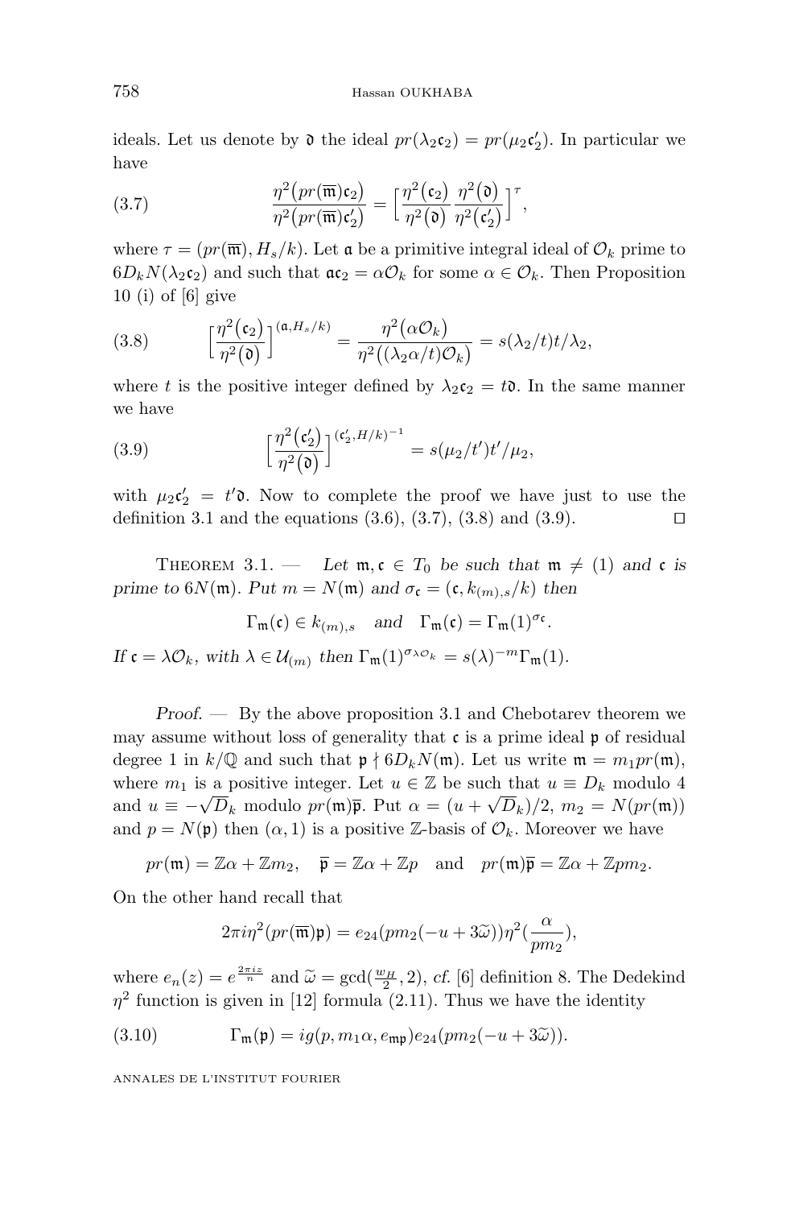ideals. Let us denote by $\mathfrak{d}$ the ideal $pr(\lambda_2\mathfrak{c}_2) = pr(\mu_2\mathfrak{c}_2')$. In particular we have

$$\frac{\eta^2\big(pr(\overline{\mathfrak{m}})\mathfrak{c}_2\big)}{\eta^2\big(pr(\overline{\mathfrak{m}})\mathfrak{c}_2'\big)} = \Big[\frac{\eta^2\big(\mathfrak{c}_2\big)}{\eta^2\big(\mathfrak{d}\big)}\frac{\eta^2\big(\mathfrak{d}\big)}{\eta^2\big(\mathfrak{c}_2'\big)}\Big]^\tau, \tag{3.7}$$

where $\tau = (pr(\overline{\mathfrak{m}}), H_s/k)$. Let $\mathfrak{a}$ be a primitive integral ideal of $\mathcal{O}_k$ prime to $6D_kN(\lambda_2\mathfrak{c}_2)$ and such that $\mathfrak{a}\mathfrak{c}_2 = \alpha\mathcal{O}_k$ for some $\alpha \in \mathcal{O}_k$. Then Proposition 10 (i) of [6] give

$$\Big[\frac{\eta^2\big(\mathfrak{c}_2\big)}{\eta^2\big(\mathfrak{d}\big)}\Big]^{(\mathfrak{a},H_s/k)} = \frac{\eta^2\big(\alpha\mathcal{O}_k\big)}{\eta^2\big((\lambda_2\alpha/t)\mathcal{O}_k\big)} = s(\lambda_2/t)t/\lambda_2, \tag{3.8}$$

where $t$ is the positive integer defined by $\lambda_2\mathfrak{c}_2 = t\mathfrak{d}$. In the same manner we have

$$\Big[\frac{\eta^2\big(\mathfrak{c}_2'\big)}{\eta^2\big(\mathfrak{d}\big)}\Big]^{(\mathfrak{c}_2',H/k)^{-1}} = s(\mu_2/t')t'/\mu_2, \tag{3.9}$$

with $\mu_2\mathfrak{c}_2' = t'\mathfrak{d}$. Now to complete the proof we have just to use the definition 3.1 and the equations (3.6), (3.7), (3.8) and (3.9). ◻

Theorem 3.1. — *Let $\mathfrak{m}, \mathfrak{c} \in T_0$ be such that $\mathfrak{m} \neq (1)$ and $\mathfrak{c}$ is prime to $6N(\mathfrak{m})$. Put $m = N(\mathfrak{m})$ and $\sigma_\mathfrak{c} = (\mathfrak{c}, k_{(m),s}/k)$ then*

$$\Gamma_\mathfrak{m}(\mathfrak{c}) \in k_{(m),s} \quad \text{and} \quad \Gamma_\mathfrak{m}(\mathfrak{c}) = \Gamma_\mathfrak{m}(1)^{\sigma_\mathfrak{c}}.$$

*If $\mathfrak{c} = \lambda\mathcal{O}_k$, with $\lambda \in \mathcal{U}_{(m)}$ then $\Gamma_\mathfrak{m}(1)^{\sigma_{\lambda\mathcal{O}_k}} = s(\lambda)^{-m}\Gamma_\mathfrak{m}(1)$.*

*Proof.* — By the above proposition 3.1 and Chebotarev theorem we may assume without loss of generality that $\mathfrak{c}$ is a prime ideal $\mathfrak{p}$ of residual degree 1 in $k/\mathbb{Q}$ and such that $\mathfrak{p} \nmid 6D_kN(\mathfrak{m})$. Let us write $\mathfrak{m} = m_1 pr(\mathfrak{m})$, where $m_1$ is a positive integer. Let $u \in \mathbb{Z}$ be such that $u \equiv D_k$ modulo 4 and $u \equiv -\sqrt{D_k}$ modulo $pr(\mathfrak{m})\overline{\mathfrak{p}}$. Put $\alpha = (u + \sqrt{D_k})/2$, $m_2 = N(pr(\mathfrak{m}))$ and $p = N(\mathfrak{p})$ then $(\alpha, 1)$ is a positive $\mathbb{Z}$-basis of $\mathcal{O}_k$. Moreover we have

$$pr(\mathfrak{m}) = \mathbb{Z}\alpha + \mathbb{Z}m_2, \quad \overline{\mathfrak{p}} = \mathbb{Z}\alpha + \mathbb{Z}p \quad \text{and} \quad pr(\mathfrak{m})\overline{\mathfrak{p}} = \mathbb{Z}\alpha + \mathbb{Z}pm_2.$$

On the other hand recall that

$$2\pi i\eta^2(pr(\overline{\mathfrak{m}})\mathfrak{p}) = e_{24}(pm_2(-u + 3\widetilde{\omega}))\eta^2(\frac{\alpha}{pm_2}),$$

where $e_n(z) = e^{\frac{2\pi i z}{n}}$ and $\widetilde{\omega} = \gcd(\frac{w_H}{2}, 2)$, *cf.* [6] definition 8. The Dedekind $\eta^2$ function is given in [12] formula (2.11). Thus we have the identity

$$\Gamma_\mathfrak{m}(\mathfrak{p}) = ig(p, m_1\alpha, e_{\mathfrak{m}\mathfrak{p}})e_{24}(pm_2(-u + 3\widetilde{\omega})). \tag{3.10}$$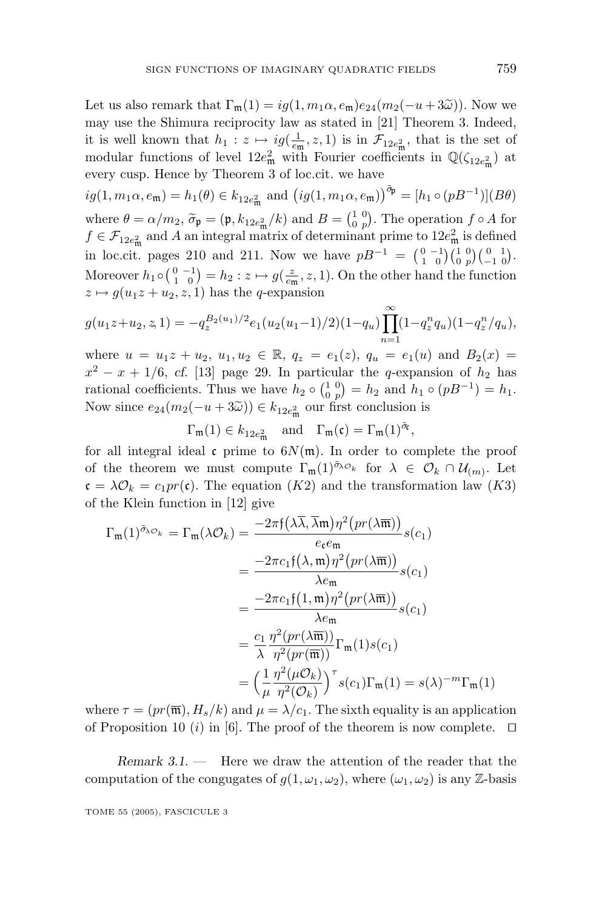Let us also remark that $\Gamma_{\mathfrak{m}}(1) = ig(1, m_1\alpha, e_{\mathfrak{m}})e_{24}(m_2(-u+3\widetilde{\omega}))$. Now we may use the Shimura reciprocity law as stated in [21] Theorem 3. Indeed, it is well known that $h_1 : z \mapsto ig(\frac{1}{e_{\mathfrak{m}}}, z, 1)$ is in $\mathcal{F}_{12e_{\mathfrak{m}}^2}$, that is the set of modular functions of level $12e_{\mathfrak{m}}^2$ with Fourier coefficients in $\mathbb{Q}(\zeta_{12e_{\mathfrak{m}}^2})$ at every cusp. Hence by Theorem 3 of loc.cit. we have

$$ig(1, m_1\alpha, e_{\mathfrak{m}}) = h_1(\theta) \in k_{12e_{\mathfrak{m}}^2} \text{ and } \big(ig(1, m_1\alpha, e_{\mathfrak{m}})\big)^{\tilde{\sigma}_{\mathfrak{p}}} = [h_1 \circ (pB^{-1})](B\theta)$$

where $\theta = \alpha/m_2$, $\widetilde{\sigma}_{\mathfrak{p}} = (\mathfrak{p}, k_{12e_{\mathfrak{m}}^2}/k)$ and $B = \left(\begin{smallmatrix} 1 & 0 \\ 0 & p \end{smallmatrix}\right)$. The operation $f \circ A$ for $f \in \mathcal{F}_{12e_{\mathfrak{m}}^2}$ and $A$ an integral matrix of determinant prime to $12e_{\mathfrak{m}}^2$ is defined in loc.cit. pages 210 and 211. Now we have $pB^{-1} = \left(\begin{smallmatrix} 0 & -1 \\ 1 & 0 \end{smallmatrix}\right)\left(\begin{smallmatrix} 1 & 0 \\ 0 & p \end{smallmatrix}\right)\left(\begin{smallmatrix} 0 & 1 \\ -1 & 0 \end{smallmatrix}\right)$. Moreover $h_1 \circ \left(\begin{smallmatrix} 0 & -1 \\ 1 & 0 \end{smallmatrix}\right) = h_2 : z \mapsto g(\frac{z}{e_{\mathfrak{m}}}, z, 1)$. On the other hand the function $z \mapsto g(u_1z + u_2, z, 1)$ has the $q$-expansion

$$g(u_1z+u_2, z, 1) = -q_z^{B_2(u_1)/2} e_1(u_2(u_1-1)/2)(1-q_u)\prod_{n=1}^{\infty}(1-q_z^n q_u)(1-q_z^n/q_u),$$

where $u = u_1z + u_2$, $u_1, u_2 \in \mathbb{R}$, $q_z = e_1(z)$, $q_u = e_1(u)$ and $B_2(x) = x^2 - x + 1/6$, *cf.* [13] page 29. In particular the $q$-expansion of $h_2$ has rational coefficients. Thus we have $h_2 \circ \left(\begin{smallmatrix} 1 & 0 \\ 0 & p \end{smallmatrix}\right) = h_2$ and $h_1 \circ (pB^{-1}) = h_1$. Now since $e_{24}(m_2(-u+3\widetilde{\omega})) \in k_{12e_{\mathfrak{m}}^2}$ our first conclusion is

$$\Gamma_{\mathfrak{m}}(1) \in k_{12e_{\mathfrak{m}}^2} \quad \text{and} \quad \Gamma_{\mathfrak{m}}(\mathfrak{c}) = \Gamma_{\mathfrak{m}}(1)^{\tilde{\sigma}_{\mathfrak{c}}},$$

for all integral ideal $\mathfrak{c}$ prime to $6N(\mathfrak{m})$. In order to complete the proof of the theorem we must compute $\Gamma_{\mathfrak{m}}(1)^{\tilde{\sigma}_{\lambda\mathcal{O}_k}}$ for $\lambda \in \mathcal{O}_k \cap \mathcal{U}_{(m)}$. Let $\mathfrak{c} = \lambda\mathcal{O}_k = c_1 pr(\mathfrak{c})$. The equation $(K2)$ and the transformation law $(K3)$ of the Klein function in [12] give

$$\begin{aligned}
\Gamma_{\mathfrak{m}}(1)^{\tilde{\sigma}_{\lambda\mathcal{O}_k}} = \Gamma_{\mathfrak{m}}(\lambda\mathcal{O}_k) &= \frac{-2\pi\mathfrak{f}\big(\lambda\overline{\lambda}, \overline{\lambda}\mathfrak{m}\big)\eta^2\big(pr(\lambda\overline{\mathfrak{m}})\big)}{e_{\mathfrak{c}}e_{\mathfrak{m}}}s(c_1) \\
&= \frac{-2\pi c_1\mathfrak{f}\big(\lambda, \mathfrak{m}\big)\eta^2\big(pr(\lambda\overline{\mathfrak{m}})\big)}{\lambda e_{\mathfrak{m}}}s(c_1) \\
&= \frac{-2\pi c_1\mathfrak{f}\big(1, \mathfrak{m}\big)\eta^2\big(pr(\lambda\overline{\mathfrak{m}})\big)}{\lambda e_{\mathfrak{m}}}s(c_1) \\
&= \frac{c_1}{\lambda}\frac{\eta^2(pr(\lambda\overline{\mathfrak{m}}))}{\eta^2(pr(\overline{\mathfrak{m}}))}\Gamma_{\mathfrak{m}}(1)s(c_1) \\
&= \Big(\frac{1}{\mu}\frac{\eta^2(\mu\mathcal{O}_k)}{\eta^2(\mathcal{O}_k)}\Big)^{\tau} s(c_1)\Gamma_{\mathfrak{m}}(1) = s(\lambda)^{-m}\Gamma_{\mathfrak{m}}(1)
\end{aligned}$$

where $\tau = (pr(\overline{\mathfrak{m}}), H_s/k)$ and $\mu = \lambda/c_1$. The sixth equality is an application of Proposition 10 $(i)$ in [6]. The proof of the theorem is now complete. $\square$

*Remark 3.1.* — Here we draw the attention of the reader that the computation of the congugates of $g(1, \omega_1, \omega_2)$, where $(\omega_1, \omega_2)$ is any $\mathbb{Z}$-basis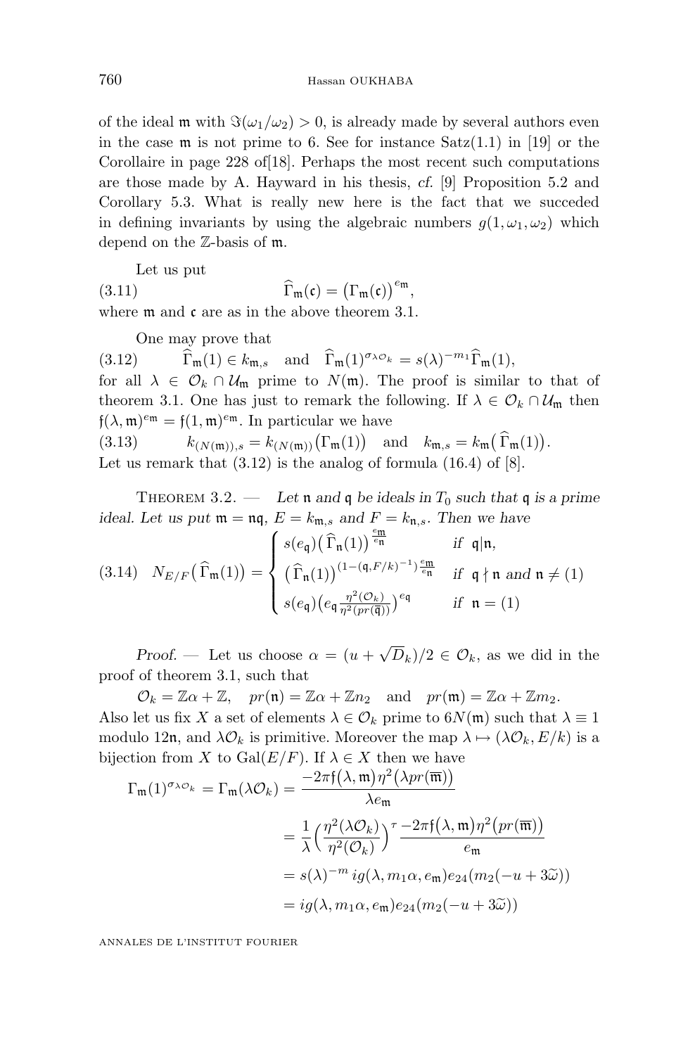of the ideal $\mathfrak{m}$ with $\Im(\omega_1/\omega_2) > 0$, is already made by several authors even in the case $\mathfrak{m}$ is not prime to 6. See for instance Satz(1.1) in [19] or the Corollaire in page 228 of[18]. Perhaps the most recent such computations are those made by A. Hayward in his thesis, *cf.* [9] Proposition 5.2 and Corollary 5.3. What is really new here is the fact that we succeded in defining invariants by using the algebraic numbers $g(1,\omega_1,\omega_2)$ which depend on the $\mathbb{Z}$-basis of $\mathfrak{m}$.

Let us put

$$\widehat{\Gamma}_{\mathfrak{m}}(\mathfrak{c}) = \big(\Gamma_{\mathfrak{m}}(\mathfrak{c})\big)^{e_{\mathfrak{m}}}, \tag{3.11}$$

where $\mathfrak{m}$ and $\mathfrak{c}$ are as in the above theorem 3.1.

One may prove that

$$\widehat{\Gamma}_{\mathfrak{m}}(1) \in k_{\mathfrak{m},s} \quad \text{and} \quad \widehat{\Gamma}_{\mathfrak{m}}(1)^{\sigma_{\lambda\mathcal{O}_k}} = s(\lambda)^{-m_1}\widehat{\Gamma}_{\mathfrak{m}}(1), \tag{3.12}$$

for all $\lambda \in \mathcal{O}_k \cap \mathcal{U}_{\mathfrak{m}}$ prime to $N(\mathfrak{m})$. The proof is similar to that of theorem 3.1. One has just to remark the following. If $\lambda \in \mathcal{O}_k \cap \mathcal{U}_{\mathfrak{m}}$ then $\mathfrak{f}(\lambda,\mathfrak{m})^{e_{\mathfrak{m}}} = \mathfrak{f}(1,\mathfrak{m})^{e_{\mathfrak{m}}}$. In particular we have

$$k_{(N(\mathfrak{m})),s} = k_{(N(\mathfrak{m}))}\big(\Gamma_{\mathfrak{m}}(1)\big) \quad \text{and} \quad k_{\mathfrak{m},s} = k_{\mathfrak{m}}\big(\widehat{\Gamma}_{\mathfrak{m}}(1)\big). \tag{3.13}$$

Let us remark that (3.12) is the analog of formula (16.4) of [8].

**Theorem 3.2.** — *Let $\mathfrak{n}$ and $\mathfrak{q}$ be ideals in $T_0$ such that $\mathfrak{q}$ is a prime ideal. Let us put $\mathfrak{m} = \mathfrak{n}\mathfrak{q}$, $E = k_{\mathfrak{m},s}$ and $F = k_{\mathfrak{n},s}$. Then we have*

$$N_{E/F}\big(\widehat{\Gamma}_{\mathfrak{m}}(1)\big) = \begin{cases} s(e_{\mathfrak{q}})\big(\widehat{\Gamma}_{\mathfrak{n}}(1)\big)^{\frac{e_{\mathfrak{m}}}{e_{\mathfrak{n}}}} & \text{if } \mathfrak{q}|\mathfrak{n}, \\ \big(\widehat{\Gamma}_{\mathfrak{n}}(1)\big)^{(1-(\mathfrak{q},F/k)^{-1})\frac{e_{\mathfrak{m}}}{e_{\mathfrak{n}}}} & \text{if } \mathfrak{q}\nmid\mathfrak{n} \text{ and } \mathfrak{n}\neq(1) \\ s(e_{\mathfrak{q}})\big(e_{\mathfrak{q}}\frac{\eta^2(\mathcal{O}_k)}{\eta^2(pr(\overline{\mathfrak{q}}))}\big)^{e_{\mathfrak{q}}} & \text{if } \mathfrak{n}=(1) \end{cases} \tag{3.14}$$

*Proof.* — Let us choose $\alpha = (u+\sqrt{D}_k)/2 \in \mathcal{O}_k$, as we did in the proof of theorem 3.1, such that

$$\mathcal{O}_k = \mathbb{Z}\alpha + \mathbb{Z}, \quad pr(\mathfrak{n}) = \mathbb{Z}\alpha + \mathbb{Z}n_2 \quad \text{and} \quad pr(\mathfrak{m}) = \mathbb{Z}\alpha + \mathbb{Z}m_2.$$

Also let us fix $X$ a set of elements $\lambda \in \mathcal{O}_k$ prime to $6N(\mathfrak{m})$ such that $\lambda \equiv 1$ modulo $12\mathfrak{n}$, and $\lambda\mathcal{O}_k$ is primitive. Moreover the map $\lambda \mapsto (\lambda\mathcal{O}_k, E/k)$ is a bijection from $X$ to $\mathrm{Gal}(E/F)$. If $\lambda \in X$ then we have

$$\begin{aligned}
\Gamma_{\mathfrak{m}}(1)^{\sigma_{\lambda\mathcal{O}_k}} = \Gamma_{\mathfrak{m}}(\lambda\mathcal{O}_k) &= \frac{-2\pi\mathfrak{f}\big(\lambda,\mathfrak{m}\big)\eta^2\big(\lambda pr(\overline{\mathfrak{m}})\big)}{\lambda e_{\mathfrak{m}}} \\
&= \frac{1}{\lambda}\Big(\frac{\eta^2(\lambda\mathcal{O}_k)}{\eta^2(\mathcal{O}_k)}\Big)^{\tau}\frac{-2\pi\mathfrak{f}\big(\lambda,\mathfrak{m}\big)\eta^2\big(pr(\overline{\mathfrak{m}})\big)}{e_{\mathfrak{m}}} \\
&= s(\lambda)^{-m}\, ig(\lambda, m_1\alpha, e_{\mathfrak{m}})e_{24}(m_2(-u+3\widetilde{\omega})) \\
&= ig(\lambda, m_1\alpha, e_{\mathfrak{m}})e_{24}(m_2(-u+3\widetilde{\omega}))
\end{aligned}$$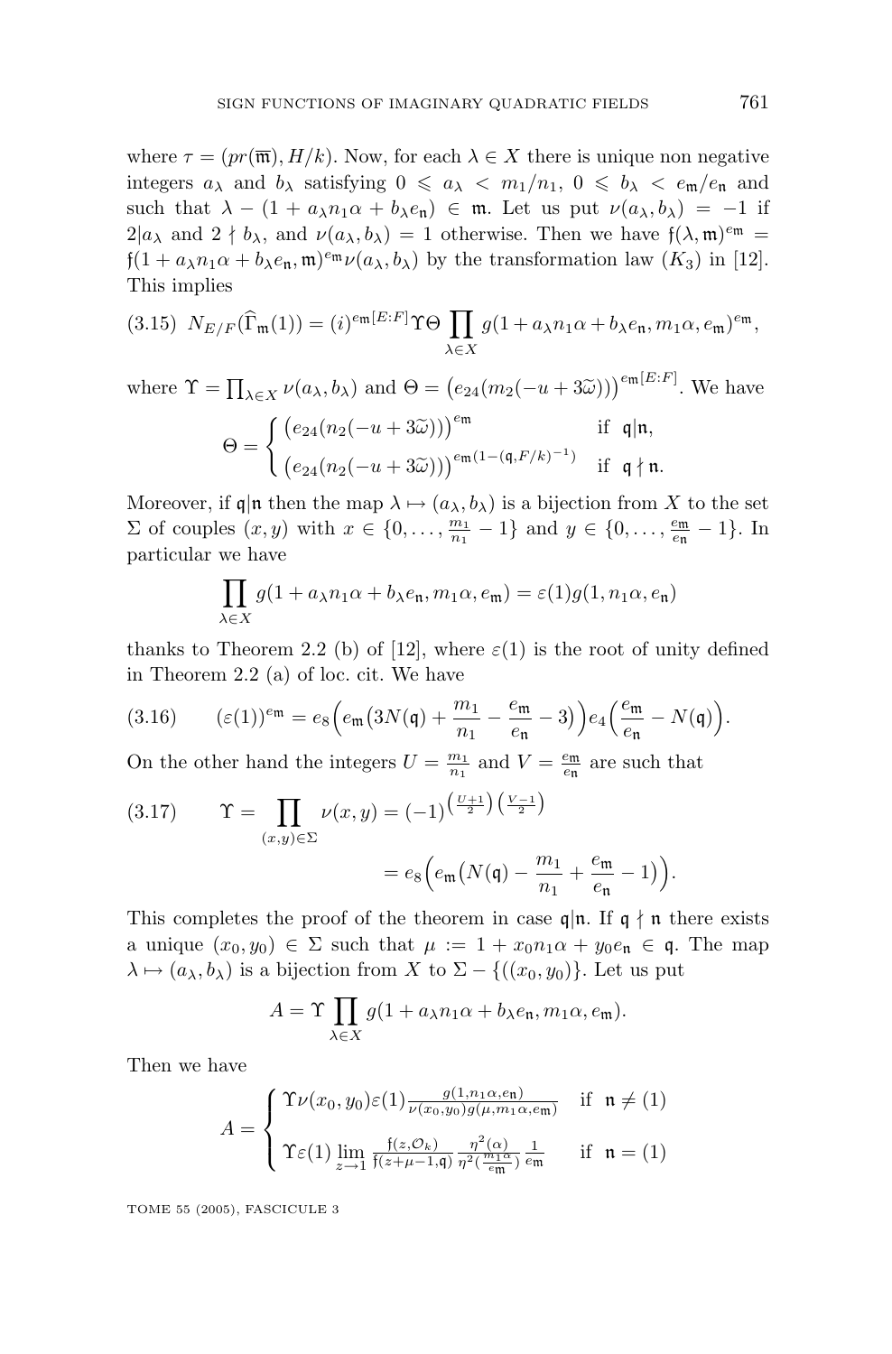where $\tau = (pr(\overline{\mathfrak{m}}), H/k)$. Now, for each $\lambda \in X$ there is unique non negative integers $a_\lambda$ and $b_\lambda$ satisfying $0 \leqslant a_\lambda < m_1/n_1$, $0 \leqslant b_\lambda < e_{\mathfrak{m}}/e_{\mathfrak{n}}$ and such that $\lambda - (1 + a_\lambda n_1 \alpha + b_\lambda e_{\mathfrak{n}}) \in \mathfrak{m}$. Let us put $\nu(a_\lambda, b_\lambda) = -1$ if $2|a_\lambda$ and $2 \nmid b_\lambda$, and $\nu(a_\lambda, b_\lambda) = 1$ otherwise. Then we have $\mathfrak{f}(\lambda, \mathfrak{m})^{e_{\mathfrak{m}}} = \mathfrak{f}(1 + a_\lambda n_1 \alpha + b_\lambda e_{\mathfrak{n}}, \mathfrak{m})^{e_{\mathfrak{m}}} \nu(a_\lambda, b_\lambda)$ by the transformation law $(K_3)$ in [12]. This implies

$$N_{E/F}(\widehat{\Gamma}_{\mathfrak{m}}(1)) = (i)^{e_{\mathfrak{m}}[E:F]} \Upsilon \Theta \prod_{\lambda \in X} g(1 + a_\lambda n_1 \alpha + b_\lambda e_{\mathfrak{n}}, m_1 \alpha, e_{\mathfrak{m}})^{e_{\mathfrak{m}}}, \tag{3.15}$$

where $\Upsilon = \prod_{\lambda \in X} \nu(a_\lambda, b_\lambda)$ and $\Theta = \big(e_{24}(m_2(-u + 3\widetilde{\omega}))\big)^{e_{\mathfrak{m}}[E:F]}$. We have

$$\Theta = \begin{cases} \big(e_{24}(n_2(-u + 3\widetilde{\omega}))\big)^{e_{\mathfrak{m}}} & \text{if } \ \mathfrak{q}|\mathfrak{n}, \\ \big(e_{24}(n_2(-u + 3\widetilde{\omega}))\big)^{e_{\mathfrak{m}}(1 - (\mathfrak{q}, F/k)^{-1})} & \text{if } \ \mathfrak{q} \nmid \mathfrak{n}. \end{cases}$$

Moreover, if $\mathfrak{q}|\mathfrak{n}$ then the map $\lambda \mapsto (a_\lambda, b_\lambda)$ is a bijection from $X$ to the set $\Sigma$ of couples $(x, y)$ with $x \in \{0, \dots, \frac{m_1}{n_1} - 1\}$ and $y \in \{0, \dots, \frac{e_{\mathfrak{m}}}{e_{\mathfrak{n}}} - 1\}$. In particular we have

$$\prod_{\lambda \in X} g(1 + a_\lambda n_1 \alpha + b_\lambda e_{\mathfrak{n}}, m_1 \alpha, e_{\mathfrak{m}}) = \varepsilon(1) g(1, n_1 \alpha, e_{\mathfrak{n}})$$

thanks to Theorem 2.2 (b) of [12], where $\varepsilon(1)$ is the root of unity defined in Theorem 2.2 (a) of loc. cit. We have

$$(\varepsilon(1))^{e_{\mathfrak{m}}} = e_8\Big(e_{\mathfrak{m}}\big(3N(\mathfrak{q}) + \frac{m_1}{n_1} - \frac{e_{\mathfrak{m}}}{e_{\mathfrak{n}}} - 3\big)\Big) e_4\Big(\frac{e_{\mathfrak{m}}}{e_{\mathfrak{n}}} - N(\mathfrak{q})\Big). \tag{3.16}$$

On the other hand the integers $U = \frac{m_1}{n_1}$ and $V = \frac{e_{\mathfrak{m}}}{e_{\mathfrak{n}}}$ are such that

$$\begin{aligned} \Upsilon = \prod_{(x,y) \in \Sigma} \nu(x, y) &= (-1)^{\binom{U+1}{2}\binom{V-1}{2}} \\ &= e_8\Big(e_{\mathfrak{m}}\big(N(\mathfrak{q}) - \frac{m_1}{n_1} + \frac{e_{\mathfrak{m}}}{e_{\mathfrak{n}}} - 1\big)\Big). \end{aligned} \tag{3.17}$$

This completes the proof of the theorem in case $\mathfrak{q}|\mathfrak{n}$. If $\mathfrak{q} \nmid \mathfrak{n}$ there exists a unique $(x_0, y_0) \in \Sigma$ such that $\mu := 1 + x_0 n_1 \alpha + y_0 e_{\mathfrak{n}} \in \mathfrak{q}$. The map $\lambda \mapsto (a_\lambda, b_\lambda)$ is a bijection from $X$ to $\Sigma - \{((x_0, y_0)\}$. Let us put

$$A = \Upsilon \prod_{\lambda \in X} g(1 + a_\lambda n_1 \alpha + b_\lambda e_{\mathfrak{n}}, m_1 \alpha, e_{\mathfrak{m}}).$$

Then we have

$$A = \begin{cases} \Upsilon \nu(x_0, y_0) \varepsilon(1) \frac{g(1, n_1 \alpha, e_{\mathfrak{n}})}{\nu(x_0, y_0) g(\mu, m_1 \alpha, e_{\mathfrak{m}})} & \text{if } \ \mathfrak{n} \neq (1) \\ \Upsilon \varepsilon(1) \lim\limits_{z \to 1} \frac{\mathfrak{f}(z, \mathcal{O}_k)}{\mathfrak{f}(z + \mu - 1, \mathfrak{q})} \frac{\eta^2(\alpha)}{\eta^2(\frac{m_1 \alpha}{e_{\mathfrak{m}}})} \frac{1}{e_{\mathfrak{m}}} & \text{if } \ \mathfrak{n} = (1) \end{cases}$$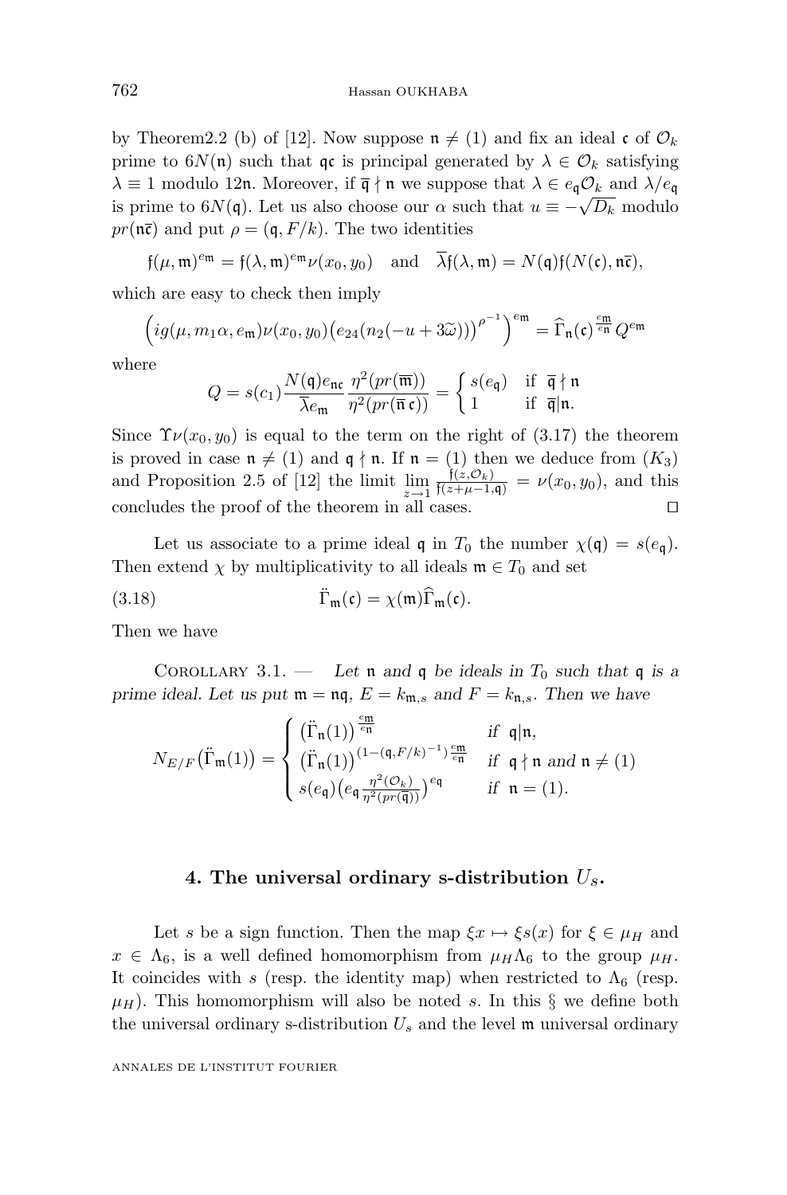by Theorem2.2 (b) of [12]. Now suppose $\mathfrak{n} \neq (1)$ and fix an ideal $\mathfrak{c}$ of $\mathcal{O}_k$ prime to $6N(\mathfrak{n})$ such that $\mathfrak{q}\mathfrak{c}$ is principal generated by $\lambda \in \mathcal{O}_k$ satisfying $\lambda \equiv 1$ modulo $12\mathfrak{n}$. Moreover, if $\overline{\mathfrak{q}} \nmid \mathfrak{n}$ we suppose that $\lambda \in e_{\mathfrak{q}}\mathcal{O}_k$ and $\lambda/e_{\mathfrak{q}}$ is prime to $6N(\mathfrak{q})$. Let us also choose our $\alpha$ such that $u \equiv -\sqrt{D_k}$ modulo $pr(\mathfrak{n}\overline{\mathfrak{c}})$ and put $\rho = (\mathfrak{q}, F/k)$. The two identities

$$\mathfrak{f}(\mu, \mathfrak{m})^{e_{\mathfrak{m}}} = \mathfrak{f}(\lambda, \mathfrak{m})^{e_{\mathfrak{m}}}\nu(x_0, y_0) \quad \text{and} \quad \overline{\lambda}\mathfrak{f}(\lambda, \mathfrak{m}) = N(\mathfrak{q})\mathfrak{f}(N(\mathfrak{c}), \mathfrak{n}\overline{\mathfrak{c}}),$$

which are easy to check then imply

$$\Big(ig(\mu, m_1\alpha, e_{\mathfrak{m}})\nu(x_0, y_0)\big(e_{24}(n_2(-u + 3\widetilde{\omega}))\big)^{\rho^{-1}}\Big)^{e_{\mathfrak{m}}} = \widehat{\Gamma}_{\mathfrak{n}}(\mathfrak{c})^{\frac{e_{\mathfrak{m}}}{e_{\mathfrak{n}}}} Q^{e_{\mathfrak{m}}}$$

where

$$Q = s(c_1)\frac{N(\mathfrak{q})e_{\mathfrak{n}\mathfrak{c}}}{\overline{\lambda}e_{\mathfrak{m}}}\frac{\eta^2(pr(\overline{\mathfrak{m}}))}{\eta^2(pr(\overline{\mathfrak{n}}\,\mathfrak{c}))} = \begin{cases} s(e_{\mathfrak{q}}) & \text{if } \ \overline{\mathfrak{q}} \nmid \mathfrak{n} \\ 1 & \text{if } \ \overline{\mathfrak{q}} | \mathfrak{n}. \end{cases}$$

Since $\Upsilon\nu(x_0, y_0)$ is equal to the term on the right of (3.17) the theorem is proved in case $\mathfrak{n} \neq (1)$ and $\mathfrak{q} \nmid \mathfrak{n}$. If $\mathfrak{n} = (1)$ then we deduce from $(K_3)$ and Proposition 2.5 of [12] the limit $\lim_{z \to 1} \frac{\mathfrak{f}(z, \mathcal{O}_k)}{\mathfrak{f}(z + \mu - 1, \mathfrak{q})} = \nu(x_0, y_0)$, and this concludes the proof of the theorem in all cases. $\square$

Let us associate to a prime ideal $\mathfrak{q}$ in $T_0$ the number $\chi(\mathfrak{q}) = s(e_{\mathfrak{q}})$. Then extend $\chi$ by multiplicativity to all ideals $\mathfrak{m} \in T_0$ and set

$$\ddot{\Gamma}_{\mathfrak{m}}(\mathfrak{c}) = \chi(\mathfrak{m})\widehat{\Gamma}_{\mathfrak{m}}(\mathfrak{c}). \tag{3.18}$$

Then we have

Corollary 3.1. — *Let $\mathfrak{n}$ and $\mathfrak{q}$ be ideals in $T_0$ such that $\mathfrak{q}$ is a prime ideal. Let us put $\mathfrak{m} = \mathfrak{n}\mathfrak{q}$, $E = k_{\mathfrak{m},s}$ and $F = k_{\mathfrak{n},s}$. Then we have*

$$N_{E/F}\big(\ddot{\Gamma}_{\mathfrak{m}}(1)\big) = \begin{cases} \big(\ddot{\Gamma}_{\mathfrak{n}}(1)\big)^{\frac{e_{\mathfrak{m}}}{e_{\mathfrak{n}}}} & \text{if } \ \mathfrak{q}|\mathfrak{n}, \\ \big(\ddot{\Gamma}_{\mathfrak{n}}(1)\big)^{(1 - (\mathfrak{q}, F/k)^{-1})\frac{e_{\mathfrak{m}}}{e_{\mathfrak{n}}}} & \text{if } \ \mathfrak{q} \nmid \mathfrak{n} \text{ and } \mathfrak{n} \neq (1) \\ s(e_{\mathfrak{q}})\big(e_{\mathfrak{q}}\frac{\eta^2(\mathcal{O}_k)}{\eta^2(pr(\overline{\mathfrak{q}}))}\big)^{e_{\mathfrak{q}}} & \text{if } \ \mathfrak{n} = (1). \end{cases}$$

## 4. The universal ordinary s-distribution $U_s$.

Let $s$ be a sign function. Then the map $\xi x \mapsto \xi s(x)$ for $\xi \in \mu_H$ and $x \in \Lambda_6$, is a well defined homomorphism from $\mu_H\Lambda_6$ to the group $\mu_H$. It coincides with $s$ (resp. the identity map) when restricted to $\Lambda_6$ (resp. $\mu_H$). This homomorphism will also be noted $s$. In this § we define both the universal ordinary s-distribution $U_s$ and the level $\mathfrak{m}$ universal ordinary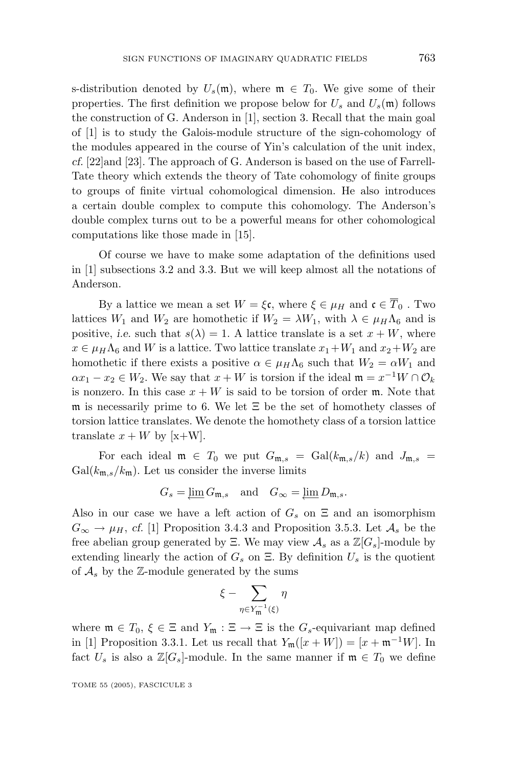s-distribution denoted by $U_s(\mathfrak{m})$, where $\mathfrak{m} \in T_0$. We give some of their properties. The first definition we propose below for $U_s$ and $U_s(\mathfrak{m})$ follows the construction of G. Anderson in [1], section 3. Recall that the main goal of [1] is to study the Galois-module structure of the sign-cohomology of the modules appeared in the course of Yin's calculation of the unit index, *cf.* [22]and [23]. The approach of G. Anderson is based on the use of Farrell-Tate theory which extends the theory of Tate cohomology of finite groups to groups of finite virtual cohomological dimension. He also introduces a certain double complex to compute this cohomology. The Anderson's double complex turns out to be a powerful means for other cohomological computations like those made in [15].

Of course we have to make some adaptation of the definitions used in [1] subsections 3.2 and 3.3. But we will keep almost all the notations of Anderson.

By a lattice we mean a set $W = \xi\mathfrak{c}$, where $\xi \in \mu_H$ and $\mathfrak{c} \in \overline{T}_0$ . Two lattices $W_1$ and $W_2$ are homothetic if $W_2 = \lambda W_1$, with $\lambda \in \mu_H\Lambda_6$ and is positive, *i.e.* such that $s(\lambda) = 1$. A lattice translate is a set $x + W$, where $x \in \mu_H\Lambda_6$ and $W$ is a lattice. Two lattice translate $x_1+W_1$ and $x_2+W_2$ are homothetic if there exists a positive $\alpha \in \mu_H\Lambda_6$ such that $W_2 = \alpha W_1$ and $\alpha x_1 - x_2 \in W_2$. We say that $x + W$ is torsion if the ideal $\mathfrak{m} = x^{-1}W \cap \mathcal{O}_k$ is nonzero. In this case $x + W$ is said to be torsion of order $\mathfrak{m}$. Note that $\mathfrak{m}$ is necessarily prime to 6. We let $\Xi$ be the set of homothety classes of torsion lattice translates. We denote the homothety class of a torsion lattice translate $x + W$ by [x+W].

For each ideal $\mathfrak{m} \in T_0$ we put $G_{\mathfrak{m},s} = \mathrm{Gal}(k_{\mathfrak{m},s}/k)$ and $J_{\mathfrak{m},s} = \mathrm{Gal}(k_{\mathfrak{m},s}/k_{\mathfrak{m}})$. Let us consider the inverse limits

$$G_s = \varprojlim G_{\mathfrak{m},s} \quad \text{and} \quad G_\infty = \varprojlim D_{\mathfrak{m},s}.$$

Also in our case we have a left action of $G_s$ on $\Xi$ and an isomorphism $G_\infty \to \mu_H$, *cf.* [1] Proposition 3.4.3 and Proposition 3.5.3. Let $\mathcal{A}_s$ be the free abelian group generated by $\Xi$. We may view $\mathcal{A}_s$ as a $\mathbb{Z}[G_s]$-module by extending linearly the action of $G_s$ on $\Xi$. By definition $U_s$ is the quotient of $\mathcal{A}_s$ by the $\mathbb{Z}$-module generated by the sums

$$\xi - \sum_{\eta \in Y_{\mathfrak{m}}^{-1}(\xi)} \eta$$

where $\mathfrak{m} \in T_0$, $\xi \in \Xi$ and $Y_{\mathfrak{m}} : \Xi \to \Xi$ is the $G_s$-equivariant map defined in [1] Proposition 3.3.1. Let us recall that $Y_{\mathfrak{m}}([x + W]) = [x + \mathfrak{m}^{-1}W]$. In fact $U_s$ is also a $\mathbb{Z}[G_s]$-module. In the same manner if $\mathfrak{m} \in T_0$ we define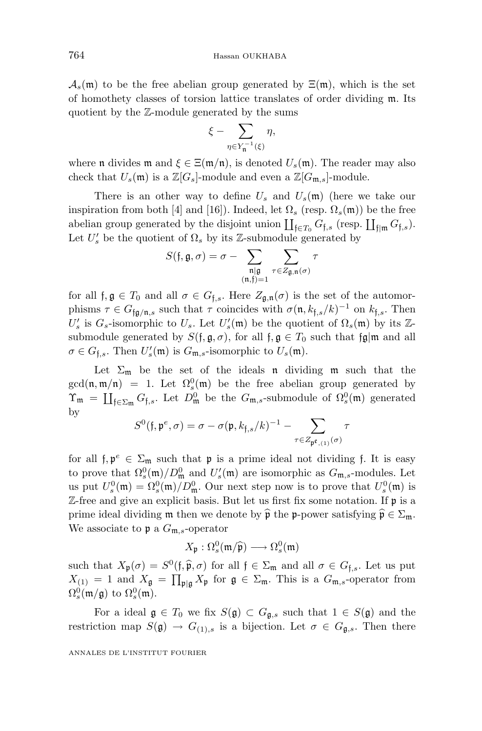$\mathcal{A}_s(\mathfrak{m})$ to be the free abelian group generated by $\Xi(\mathfrak{m})$, which is the set of homothety classes of torsion lattice translates of order dividing $\mathfrak{m}$. Its quotient by the $\mathbb{Z}$-module generated by the sums

$$\xi - \sum_{\eta \in Y_{\mathfrak{n}}^{-1}(\xi)} \eta,$$

where $\mathfrak{n}$ divides $\mathfrak{m}$ and $\xi \in \Xi(\mathfrak{m}/\mathfrak{n})$, is denoted $U_s(\mathfrak{m})$. The reader may also check that $U_s(\mathfrak{m})$ is a $\mathbb{Z}[G_s]$-module and even a $\mathbb{Z}[G_{\mathfrak{m},s}]$-module.

There is an other way to define $U_s$ and $U_s(\mathfrak{m})$ (here we take our inspiration from both [4] and [16]). Indeed, let $\Omega_s$ (resp. $\Omega_s(\mathfrak{m})$) be the free abelian group generated by the disjoint union $\coprod_{\mathfrak{f} \in T_0} G_{\mathfrak{f},s}$ (resp. $\coprod_{\mathfrak{f} | \mathfrak{m}} G_{\mathfrak{f},s}$). Let $U'_s$ be the quotient of $\Omega_s$ by its $\mathbb{Z}$-submodule generated by

$$S(\mathfrak{f}, \mathfrak{g}, \sigma) = \sigma - \sum_{\substack{\mathfrak{n} | \mathfrak{g} \\ (\mathfrak{n}, \mathfrak{f}) = 1}} \sum_{\tau \in Z_{\mathfrak{g},\mathfrak{n}}(\sigma)} \tau$$

for all $\mathfrak{f}, \mathfrak{g} \in T_0$ and all $\sigma \in G_{\mathfrak{f},s}$. Here $Z_{\mathfrak{g},\mathfrak{n}}(\sigma)$ is the set of the automorphisms $\tau \in G_{\mathfrak{f}\mathfrak{g}/\mathfrak{n},s}$ such that $\tau$ coincides with $\sigma(\mathfrak{n}, k_{\mathfrak{f},s}/k)^{-1}$ on $k_{\mathfrak{f},s}$. Then $U'_s$ is $G_s$-isomorphic to $U_s$. Let $U'_s(\mathfrak{m})$ be the quotient of $\Omega_s(\mathfrak{m})$ by its $\mathbb{Z}$-submodule generated by $S(\mathfrak{f}, \mathfrak{g}, \sigma)$, for all $\mathfrak{f}, \mathfrak{g} \in T_0$ such that $\mathfrak{f}\mathfrak{g} | \mathfrak{m}$ and all $\sigma \in G_{\mathfrak{f},s}$. Then $U'_s(\mathfrak{m})$ is $G_{\mathfrak{m},s}$-isomorphic to $U_s(\mathfrak{m})$.

Let $\Sigma_{\mathfrak{m}}$ be the set of the ideals $\mathfrak{n}$ dividing $\mathfrak{m}$ such that the $\gcd(\mathfrak{n}, \mathfrak{m}/\mathfrak{n}) = 1$. Let $\Omega_s^0(\mathfrak{m})$ be the free abelian group generated by $\Upsilon_{\mathfrak{m}} = \coprod_{\mathfrak{f} \in \Sigma_{\mathfrak{m}}} G_{\mathfrak{f},s}$. Let $D_{\mathfrak{m}}^0$ be the $G_{\mathfrak{m},s}$-submodule of $\Omega_s^0(\mathfrak{m})$ generated by

$$S^0(\mathfrak{f}, \mathfrak{p}^e, \sigma) = \sigma - \sigma(\mathfrak{p}, k_{\mathfrak{f},s}/k)^{-1} - \sum_{\tau \in Z_{\mathfrak{p}^e,(1)}(\sigma)} \tau$$

for all $\mathfrak{f}, \mathfrak{p}^e \in \Sigma_{\mathfrak{m}}$ such that $\mathfrak{p}$ is a prime ideal not dividing $\mathfrak{f}$. It is easy to prove that $\Omega_s^0(\mathfrak{m})/D_{\mathfrak{m}}^0$ and $U'_s(\mathfrak{m})$ are isomorphic as $G_{\mathfrak{m},s}$-modules. Let us put $U_s^0(\mathfrak{m}) = \Omega_s^0(\mathfrak{m})/D_{\mathfrak{m}}^0$. Our next step now is to prove that $U_s^0(\mathfrak{m})$ is $\mathbb{Z}$-free and give an explicit basis. But let us first fix some notation. If $\mathfrak{p}$ is a prime ideal dividing $\mathfrak{m}$ then we denote by $\widehat{\mathfrak{p}}$ the $\mathfrak{p}$-power satisfying $\widehat{\mathfrak{p}} \in \Sigma_{\mathfrak{m}}$. We associate to $\mathfrak{p}$ a $G_{\mathfrak{m},s}$-operator

$$X_{\mathfrak{p}} : \Omega_s^0(\mathfrak{m}/\widehat{\mathfrak{p}}) \longrightarrow \Omega_s^0(\mathfrak{m})$$

such that $X_{\mathfrak{p}}(\sigma) = S^0(\mathfrak{f}, \widehat{\mathfrak{p}}, \sigma)$ for all $\mathfrak{f} \in \Sigma_{\mathfrak{m}}$ and all $\sigma \in G_{\mathfrak{f},s}$. Let us put $X_{(1)} = 1$ and $X_{\mathfrak{g}} = \prod_{\mathfrak{p} | \mathfrak{g}} X_{\mathfrak{p}}$ for $\mathfrak{g} \in \Sigma_{\mathfrak{m}}$. This is a $G_{\mathfrak{m},s}$-operator from $\Omega_s^0(\mathfrak{m}/\mathfrak{g})$ to $\Omega_s^0(\mathfrak{m})$.

For a ideal $\mathfrak{g} \in T_0$ we fix $S(\mathfrak{g}) \subset G_{\mathfrak{g},s}$ such that $1 \in S(\mathfrak{g})$ and the restriction map $S(\mathfrak{g}) \to G_{(1),s}$ is a bijection. Let $\sigma \in G_{\mathfrak{g},s}$. Then there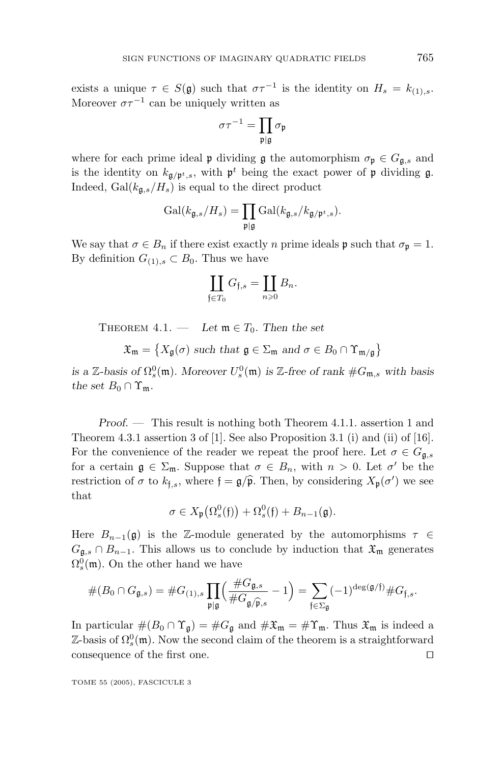exists a unique $\tau \in S(\mathfrak{g})$ such that $\sigma\tau^{-1}$ is the identity on $H_s = k_{(1),s}$. Moreover $\sigma\tau^{-1}$ can be uniquely written as

$$\sigma\tau^{-1} = \prod_{\mathfrak{p}|\mathfrak{g}} \sigma_{\mathfrak{p}}$$

where for each prime ideal $\mathfrak{p}$ dividing $\mathfrak{g}$ the automorphism $\sigma_{\mathfrak{p}} \in G_{\mathfrak{g},s}$ and is the identity on $k_{\mathfrak{g}/\mathfrak{p}^t,s}$, with $\mathfrak{p}^t$ being the exact power of $\mathfrak{p}$ dividing $\mathfrak{g}$. Indeed, $\mathrm{Gal}(k_{\mathfrak{g},s}/H_s)$ is equal to the direct product

$$\mathrm{Gal}(k_{\mathfrak{g},s}/H_s) = \prod_{\mathfrak{p}|\mathfrak{g}} \mathrm{Gal}(k_{\mathfrak{g},s}/k_{\mathfrak{g}/\mathfrak{p}^t,s}).$$

We say that $\sigma \in B_n$ if there exist exactly $n$ prime ideals $\mathfrak{p}$ such that $\sigma_{\mathfrak{p}} = 1$. By definition $G_{(1),s} \subset B_0$. Thus we have

$$\coprod_{\mathfrak{f}\in T_0} G_{\mathfrak{f},s} = \coprod_{n\geqslant 0} B_n.$$

Theorem 4.1. — *Let $\mathfrak{m} \in T_0$. Then the set*

$$\mathfrak{X}_{\mathfrak{m}} = \left\{X_{\mathfrak{g}}(\sigma) \text{ such that } \mathfrak{g} \in \Sigma_{\mathfrak{m}} \text{ and } \sigma \in B_0 \cap \Upsilon_{\mathfrak{m}/\mathfrak{g}}\right\}$$

*is a $\mathbb{Z}$-basis of $\Omega_s^0(\mathfrak{m})$. Moreover $U_s^0(\mathfrak{m})$ is $\mathbb{Z}$-free of rank $\#G_{\mathfrak{m},s}$ with basis the set $B_0 \cap \Upsilon_{\mathfrak{m}}$.*

*Proof.* — This result is nothing both Theorem 4.1.1. assertion 1 and Theorem 4.3.1 assertion 3 of [1]. See also Proposition 3.1 (i) and (ii) of [16]. For the convenience of the reader we repeat the proof here. Let $\sigma \in G_{\mathfrak{g},s}$ for a certain $\mathfrak{g} \in \Sigma_{\mathfrak{m}}$. Suppose that $\sigma \in B_n$, with $n > 0$. Let $\sigma'$ be the restriction of $\sigma$ to $k_{\mathfrak{f},s}$, where $\mathfrak{f} = \mathfrak{g}/\widehat{\mathfrak{p}}$. Then, by considering $X_{\mathfrak{p}}(\sigma')$ we see that

$$\sigma \in X_{\mathfrak{p}}\big(\Omega_s^0(\mathfrak{f})\big) + \Omega_s^0(\mathfrak{f}) + B_{n-1}(\mathfrak{g}).$$

Here $B_{n-1}(\mathfrak{g})$ is the $\mathbb{Z}$-module generated by the automorphisms $\tau \in G_{\mathfrak{g},s} \cap B_{n-1}$. This allows us to conclude by induction that $\mathfrak{X}_{\mathfrak{m}}$ generates $\Omega_s^0(\mathfrak{m})$. On the other hand we have

$$\#(B_0 \cap G_{\mathfrak{g},s}) = \#G_{(1),s} \prod_{\mathfrak{p}|\mathfrak{g}} \Big(\frac{\#G_{\mathfrak{g},s}}{\#G_{\mathfrak{g}/\widehat{\mathfrak{p}},s}} - 1\Big) = \sum_{\mathfrak{f}\in\Sigma_{\mathfrak{g}}} (-1)^{\deg(\mathfrak{g}/\mathfrak{f})} \#G_{\mathfrak{f},s}.$$

In particular $\#(B_0 \cap \Upsilon_{\mathfrak{g}}) = \#G_{\mathfrak{g}}$ and $\#\mathfrak{X}_{\mathfrak{m}} = \#\Upsilon_{\mathfrak{m}}$. Thus $\mathfrak{X}_{\mathfrak{m}}$ is indeed a $\mathbb{Z}$-basis of $\Omega_s^0(\mathfrak{m})$. Now the second claim of the theorem is a straightforward consequence of the first one. □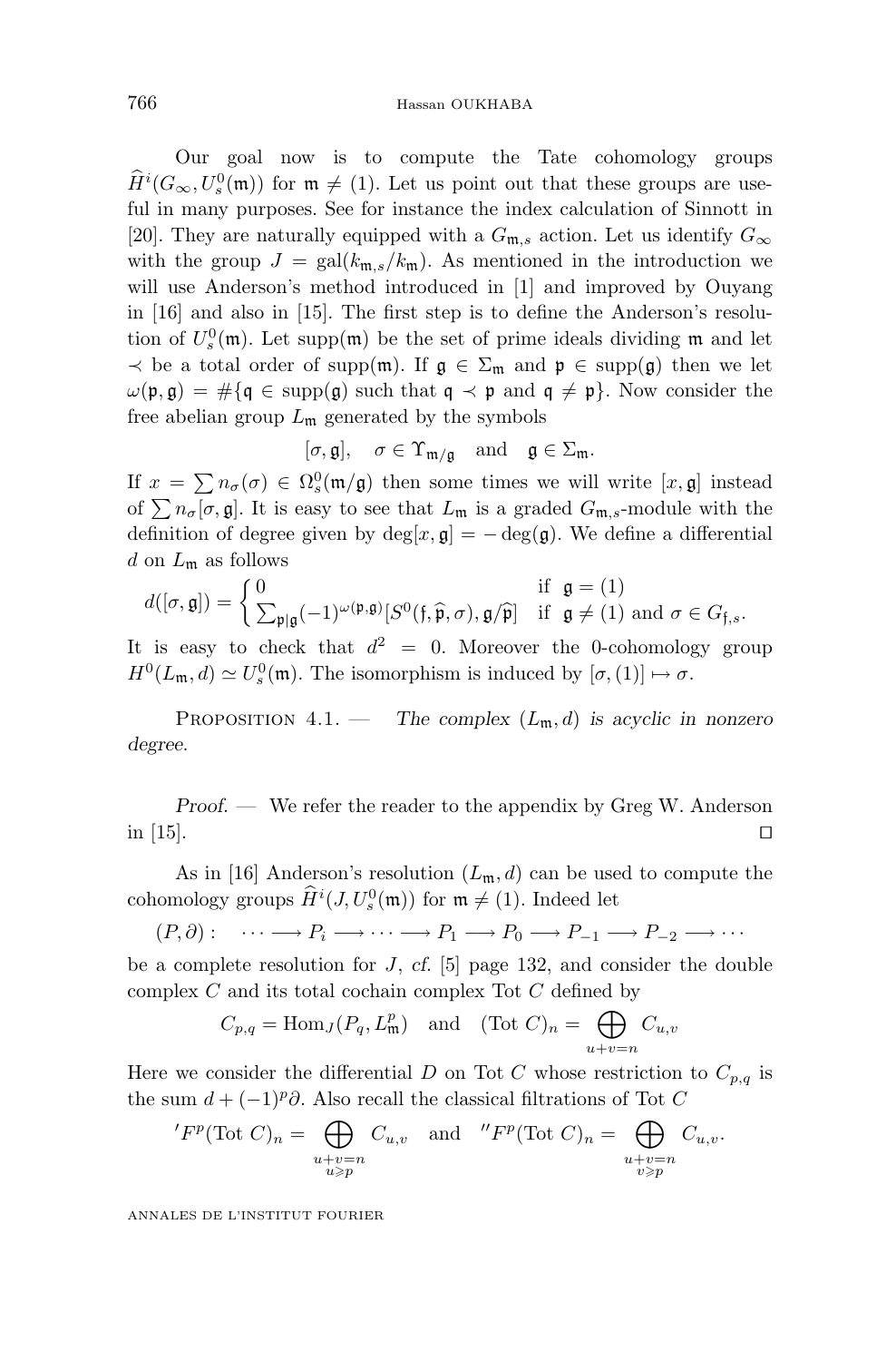Our goal now is to compute the Tate cohomology groups $\widehat{H}^i(G_\infty, U_s^0(\mathfrak{m}))$ for $\mathfrak{m} \neq (1)$. Let us point out that these groups are useful in many purposes. See for instance the index calculation of Sinnott in [20]. They are naturally equipped with a $G_{\mathfrak{m},s}$ action. Let us identify $G_\infty$ with the group $J = \mathrm{gal}(k_{\mathfrak{m},s}/k_{\mathfrak{m}})$. As mentioned in the introduction we will use Anderson's method introduced in [1] and improved by Ouyang in [16] and also in [15]. The first step is to define the Anderson's resolution of $U_s^0(\mathfrak{m})$. Let $\mathrm{supp}(\mathfrak{m})$ be the set of prime ideals dividing $\mathfrak{m}$ and let $\prec$ be a total order of $\mathrm{supp}(\mathfrak{m})$. If $\mathfrak{g} \in \Sigma_{\mathfrak{m}}$ and $\mathfrak{p} \in \mathrm{supp}(\mathfrak{g})$ then we let $\omega(\mathfrak{p}, \mathfrak{g}) = \#\{\mathfrak{q} \in \mathrm{supp}(\mathfrak{g}) \text{ such that } \mathfrak{q} \prec \mathfrak{p} \text{ and } \mathfrak{q} \neq \mathfrak{p}\}$. Now consider the free abelian group $L_{\mathfrak{m}}$ generated by the symbols

$$[\sigma, \mathfrak{g}], \quad \sigma \in \Upsilon_{\mathfrak{m}/\mathfrak{g}} \quad \text{and} \quad \mathfrak{g} \in \Sigma_{\mathfrak{m}}.$$

If $x = \sum n_\sigma(\sigma) \in \Omega_s^0(\mathfrak{m}/\mathfrak{g})$ then some times we will write $[x, \mathfrak{g}]$ instead of $\sum n_\sigma[\sigma, \mathfrak{g}]$. It is easy to see that $L_{\mathfrak{m}}$ is a graded $G_{\mathfrak{m},s}$-module with the definition of degree given by $\deg[x, \mathfrak{g}] = -\deg(\mathfrak{g})$. We define a differential $d$ on $L_{\mathfrak{m}}$ as follows

$$d([\sigma, \mathfrak{g}]) = \begin{cases} 0 & \text{if } \mathfrak{g} = (1) \\ \sum_{\mathfrak{p}|\mathfrak{g}} (-1)^{\omega(\mathfrak{p}, \mathfrak{g})} [S^0(\mathfrak{f}, \widehat{\mathfrak{p}}, \sigma), \mathfrak{g}/\widehat{\mathfrak{p}}] & \text{if } \mathfrak{g} \neq (1) \text{ and } \sigma \in G_{\mathfrak{f},s}. \end{cases}$$

It is easy to check that $d^2 = 0$. Moreover the 0-cohomology group $H^0(L_{\mathfrak{m}}, d) \simeq U_s^0(\mathfrak{m})$. The isomorphism is induced by $[\sigma, (1)] \mapsto \sigma$.

Proposition 4.1. — *The complex $(L_{\mathfrak{m}}, d)$ is acyclic in nonzero degree.*

*Proof.* — We refer the reader to the appendix by Greg W. Anderson in [15]. □

As in [16] Anderson's resolution $(L_{\mathfrak{m}}, d)$ can be used to compute the cohomology groups $\widehat{H}^i(J, U_s^0(\mathfrak{m}))$ for $\mathfrak{m} \neq (1)$. Indeed let

$$(P, \partial): \quad \cdots \longrightarrow P_i \longrightarrow \cdots \longrightarrow P_1 \longrightarrow P_0 \longrightarrow P_{-1} \longrightarrow P_{-2} \longrightarrow \cdots$$

be a complete resolution for $J$, *cf.* [5] page 132, and consider the double complex $C$ and its total cochain complex $\mathrm{Tot}\ C$ defined by

$$C_{p,q} = \mathrm{Hom}_J(P_q, L_{\mathfrak{m}}^p) \quad \text{and} \quad (\mathrm{Tot}\ C)_n = \bigoplus_{u+v=n} C_{u,v}$$

Here we consider the differential $D$ on $\mathrm{Tot}\ C$ whose restriction to $C_{p,q}$ is the sum $d + (-1)^p \partial$. Also recall the classical filtrations of $\mathrm{Tot}\ C$

$${}'F^p(\mathrm{Tot}\ C)_n = \bigoplus_{\substack{u+v=n \\ u \geqslant p}} C_{u,v} \quad \text{and} \quad {}''F^p(\mathrm{Tot}\ C)_n = \bigoplus_{\substack{u+v=n \\ v \geqslant p}} C_{u,v}.$$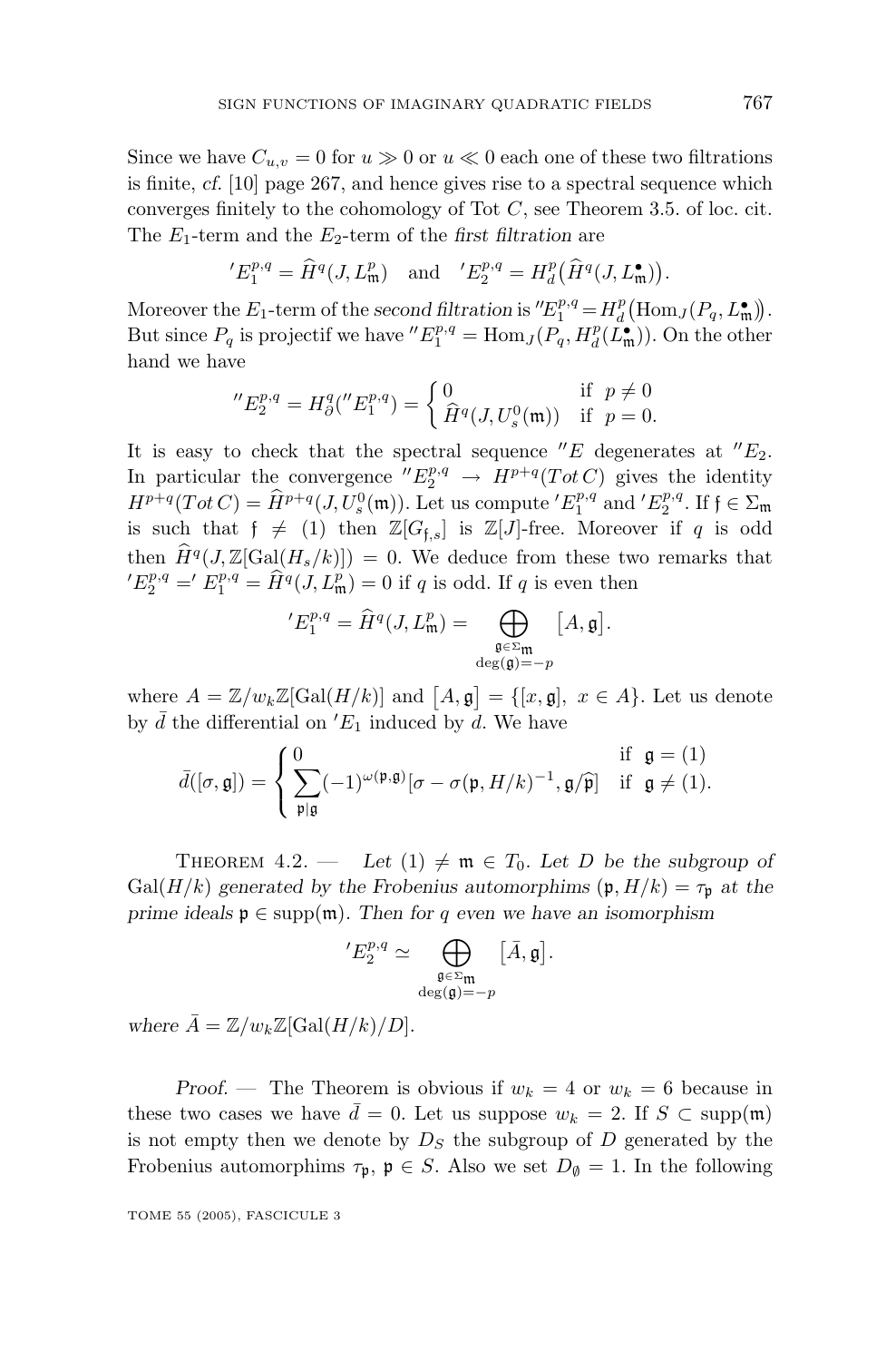Since we have $C_{u,v} = 0$ for $u \gg 0$ or $u \ll 0$ each one of these two filtrations is finite, *cf.* [10] page 267, and hence gives rise to a spectral sequence which converges finitely to the cohomology of Tot $C$, see Theorem 3.5. of loc. cit. The $E_1$-term and the $E_2$-term of the *first filtration* are

$$'E_1^{p,q} = \widehat{H}^q(J, L_{\mathfrak{m}}^p) \quad \text{and} \quad 'E_2^{p,q} = H_d^p\big(\widehat{H}^q(J, L_{\mathfrak{m}}^\bullet)\big).$$

Moreover the $E_1$-term of the *second filtration* is $''E_1^{p,q} = H_d^p\big(\mathrm{Hom}_J(P_q, L_{\mathfrak{m}}^\bullet)\big)$. But since $P_q$ is projectif we have $''E_1^{p,q} = \mathrm{Hom}_J(P_q, H_d^p(L_{\mathfrak{m}}^\bullet))$. On the other hand we have

$$''E_2^{p,q} = H_\partial^q(''E_1^{p,q}) = \begin{cases} 0 & \text{if } \ p \neq 0 \\ \widehat{H}^q(J, U_s^0(\mathfrak{m})) & \text{if } \ p = 0. \end{cases}$$

It is easy to check that the spectral sequence $''E$ degenerates at $''E_2$. In particular the convergence $''E_2^{p,q} \to H^{p+q}(Tot\, C)$ gives the identity $H^{p+q}(Tot\, C) = \widehat{H}^{p+q}(J, U_s^0(\mathfrak{m}))$. Let us compute $'E_1^{p,q}$ and $'E_2^{p,q}$. If $\mathfrak{f} \in \Sigma_{\mathfrak{m}}$ is such that $\mathfrak{f} \neq (1)$ then $\mathbb{Z}[G_{\mathfrak{f},s}]$ is $\mathbb{Z}[J]$-free. Moreover if $q$ is odd then $\widehat{H}^q(J, \mathbb{Z}[\mathrm{Gal}(H_s/k)]) = 0$. We deduce from these two remarks that $'E_2^{p,q} = 'E_1^{p,q} = \widehat{H}^q(J, L_{\mathfrak{m}}^p) = 0$ if $q$ is odd. If $q$ is even then

$$'E_1^{p,q} = \widehat{H}^q(J, L_{\mathfrak{m}}^p) = \bigoplus_{\substack{\mathfrak{g} \in \Sigma_{\mathfrak{m}} \\ \deg(\mathfrak{g}) = -p}} \big[A, \mathfrak{g}\big].$$

where $A = \mathbb{Z}/w_k\mathbb{Z}[\mathrm{Gal}(H/k)]$ and $\big[A, \mathfrak{g}\big] = \{[x, \mathfrak{g}],\ x \in A\}$. Let us denote by $\bar{d}$ the differential on $'E_1$ induced by $d$. We have

$$\bar{d}([\sigma, \mathfrak{g}]) = \begin{cases} 0 & \text{if } \ \mathfrak{g} = (1) \\ \displaystyle\sum_{\mathfrak{p} | \mathfrak{g}} (-1)^{\omega(\mathfrak{p}, \mathfrak{g})} [\sigma - \sigma(\mathfrak{p}, H/k)^{-1}, \mathfrak{g}/\widehat{\mathfrak{p}}] & \text{if } \ \mathfrak{g} \neq (1). \end{cases}$$

Theorem 4.2. — *Let $(1) \neq \mathfrak{m} \in T_0$. Let $D$ be the subgroup of $\mathrm{Gal}(H/k)$ generated by the Frobenius automorphims $(\mathfrak{p}, H/k) = \tau_{\mathfrak{p}}$ at the prime ideals $\mathfrak{p} \in \mathrm{supp}(\mathfrak{m})$. Then for $q$ even we have an isomorphism*

$$'E_2^{p,q} \simeq \bigoplus_{\substack{\mathfrak{g} \in \Sigma_{\mathfrak{m}} \\ \deg(\mathfrak{g}) = -p}} \big[\bar{A}, \mathfrak{g}\big].$$

*where $\bar{A} = \mathbb{Z}/w_k\mathbb{Z}[\mathrm{Gal}(H/k)/D]$.*

*Proof.* — The Theorem is obvious if $w_k = 4$ or $w_k = 6$ because in these two cases we have $\bar{d} = 0$. Let us suppose $w_k = 2$. If $S \subset \mathrm{supp}(\mathfrak{m})$ is not empty then we denote by $D_S$ the subgroup of $D$ generated by the Frobenius automorphims $\tau_{\mathfrak{p}}$, $\mathfrak{p} \in S$. Also we set $D_\emptyset = 1$. In the following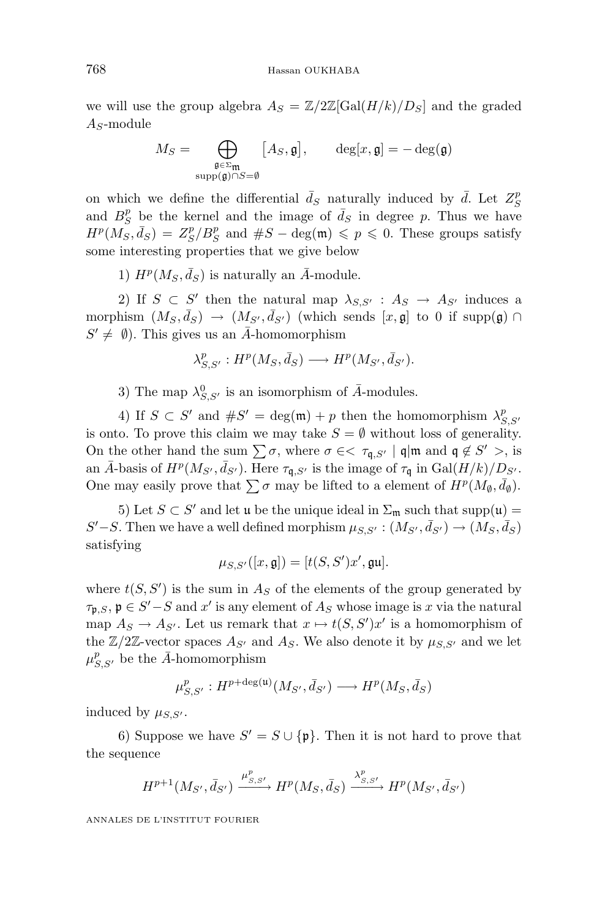we will use the group algebra $A_S = \mathbb{Z}/2\mathbb{Z}[\mathrm{Gal}(H/k)/D_S]$ and the graded $A_S$-module

$$M_S = \bigoplus_{\substack{\mathfrak{g}\in\Sigma_{\mathfrak{m}}\\ \mathrm{supp}(\mathfrak{g})\cap S=\emptyset}} \big[A_S, \mathfrak{g}\big], \qquad \deg[x,\mathfrak{g}] = -\deg(\mathfrak{g})$$

on which we define the differential $\bar{d}_S$ naturally induced by $\bar{d}$. Let $Z_S^p$ and $B_S^p$ be the kernel and the image of $\bar{d}_S$ in degree $p$. Thus we have $H^p(M_S, \bar{d}_S) = Z_S^p/B_S^p$ and $\#S - \deg(\mathfrak{m}) \leqslant p \leqslant 0$. These groups satisfy some interesting properties that we give below

1) $H^p(M_S, \bar{d}_S)$ is naturally an $\bar{A}$-module.

2) If $S \subset S'$ then the natural map $\lambda_{S,S'} : A_S \to A_{S'}$ induces a morphism $(M_S, \bar{d}_S) \to (M_{S'}, \bar{d}_{S'})$ (which sends $[x, \mathfrak{g}]$ to 0 if $\mathrm{supp}(\mathfrak{g}) \cap S' \neq \emptyset$). This gives us an $\bar{A}$-homomorphism

$$\lambda_{S,S'}^p : H^p(M_S, \bar{d}_S) \longrightarrow H^p(M_{S'}, \bar{d}_{S'}).$$

3) The map $\lambda_{S,S'}^0$ is an isomorphism of $\bar{A}$-modules.

4) If $S \subset S'$ and $\#S' = \deg(\mathfrak{m}) + p$ then the homomorphism $\lambda_{S,S'}^p$ is onto. To prove this claim we may take $S = \emptyset$ without loss of generality. On the other hand the sum $\sum \sigma$, where $\sigma \in < \tau_{\mathfrak{q},S'} \mid \mathfrak{q}|\mathfrak{m}$ and $\mathfrak{q} \notin S' >$, is an $\bar{A}$-basis of $H^p(M_{S'}, \bar{d}_{S'})$. Here $\tau_{\mathfrak{q},S'}$ is the image of $\tau_{\mathfrak{q}}$ in $\mathrm{Gal}(H/k)/D_{S'}$. One may easily prove that $\sum \sigma$ may be lifted to a element of $H^p(M_\emptyset, \bar{d}_\emptyset)$.

5) Let $S \subset S'$ and let $\mathfrak{u}$ be the unique ideal in $\Sigma_{\mathfrak{m}}$ such that $\mathrm{supp}(\mathfrak{u}) = S' - S$. Then we have a well defined morphism $\mu_{S,S'} : (M_{S'}, \bar{d}_{S'}) \to (M_S, \bar{d}_S)$ satisfying

$$\mu_{S,S'}([x, \mathfrak{g}]) = [t(S, S')x', \mathfrak{g}\mathfrak{u}].$$

where $t(S, S')$ is the sum in $A_S$ of the elements of the group generated by $\tau_{\mathfrak{p},S}$, $\mathfrak{p} \in S' - S$ and $x'$ is any element of $A_S$ whose image is $x$ via the natural map $A_S \to A_{S'}$. Let us remark that $x \mapsto t(S, S')x'$ is a homomorphism of the $\mathbb{Z}/2\mathbb{Z}$-vector spaces $A_{S'}$ and $A_S$. We also denote it by $\mu_{S,S'}$ and we let $\mu_{S,S'}^p$ be the $\bar{A}$-homomorphism

$$\mu_{S,S'}^p : H^{p+\deg(\mathfrak{u})}(M_{S'}, \bar{d}_{S'}) \longrightarrow H^p(M_S, \bar{d}_S)$$

induced by $\mu_{S,S'}$.

6) Suppose we have $S' = S \cup \{\mathfrak{p}\}$. Then it is not hard to prove that the sequence

$$H^{p+1}(M_{S'}, \bar{d}_{S'}) \xrightarrow{\mu_{S,S'}^p} H^p(M_S, \bar{d}_S) \xrightarrow{\lambda_{S,S'}^p} H^p(M_{S'}, \bar{d}_{S'})$$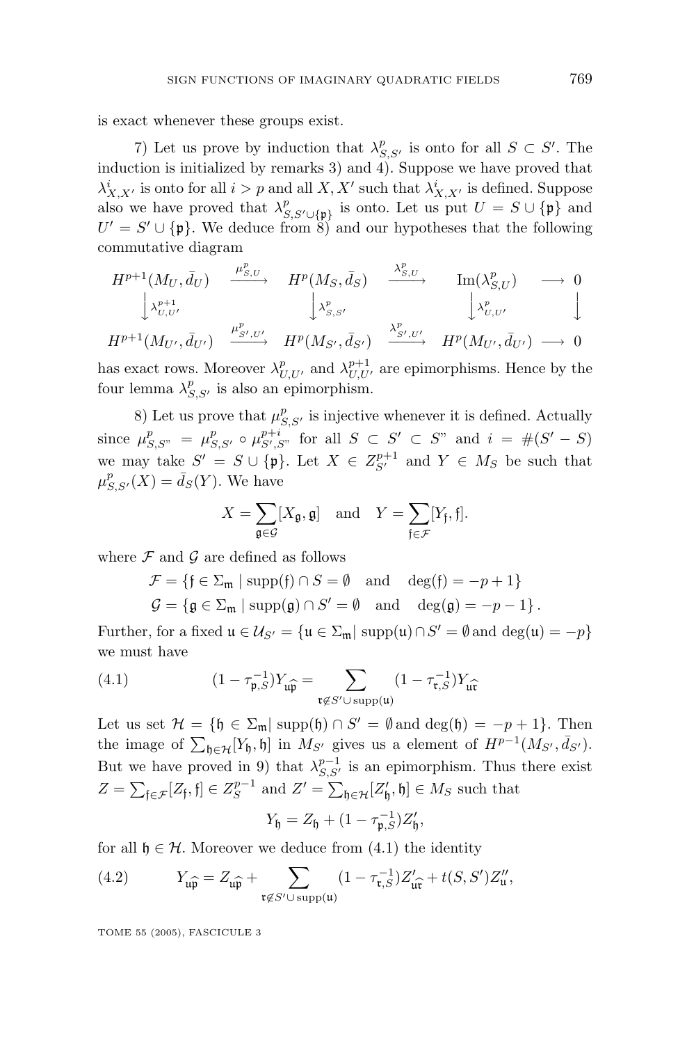is exact whenever these groups exist.

7) Let us prove by induction that $\lambda^p_{S,S'}$ is onto for all $S \subset S'$. The induction is initialized by remarks 3) and 4). Suppose we have proved that $\lambda^i_{X,X'}$ is onto for all $i > p$ and all $X, X'$ such that $\lambda^i_{X,X'}$ is defined. Suppose also we have proved that $\lambda^p_{S,S'\cup\{\mathfrak{p}\}}$ is onto. Let us put $U = S \cup \{\mathfrak{p}\}$ and $U' = S' \cup \{\mathfrak{p}\}$. We deduce from 8) and our hypotheses that the following commutative diagram

$$\begin{array}{ccccccc}
H^{p+1}(M_U, \bar{d}_U) & \xrightarrow{\mu^p_{S,U}} & H^p(M_S, \bar{d}_S) & \xrightarrow{\lambda^p_{S,U}} & \mathrm{Im}(\lambda^p_{S,U}) & \longrightarrow & 0 \\
\downarrow \lambda^{p+1}_{U,U'} & & \downarrow \lambda^p_{S,S'} & & \downarrow \lambda^p_{U,U'} & & \downarrow \\
H^{p+1}(M_{U'}, \bar{d}_{U'}) & \xrightarrow{\mu^p_{S',U'}} & H^p(M_{S'}, \bar{d}_{S'}) & \xrightarrow{\lambda^p_{S',U'}} & H^p(M_{U'}, \bar{d}_{U'}) & \longrightarrow & 0
\end{array}$$

has exact rows. Moreover $\lambda^p_{U,U'}$ and $\lambda^{p+1}_{U,U'}$ are epimorphisms. Hence by the four lemma $\lambda^p_{S,S'}$ is also an epimorphism.

8) Let us prove that $\mu^p_{S,S'}$ is injective whenever it is defined. Actually since $\mu^p_{S,S"} = \mu^p_{S,S'} \circ \mu^{p+i}_{S',S"}$ for all $S \subset S' \subset S"$ and $i = \#(S' - S)$ we may take $S' = S \cup \{\mathfrak{p}\}$. Let $X \in Z^{p+1}_{S'}$ and $Y \in M_S$ be such that $\mu^p_{S,S'}(X) = \bar{d}_S(Y)$. We have

$$X = \sum_{\mathfrak{g}\in\mathcal{G}} [X_{\mathfrak{g}}, \mathfrak{g}] \quad \text{and} \quad Y = \sum_{\mathfrak{f}\in\mathcal{F}} [Y_{\mathfrak{f}}, \mathfrak{f}].$$

where $\mathcal{F}$ and $\mathcal{G}$ are defined as follows

$$\mathcal{F} = \{\mathfrak{f} \in \Sigma_{\mathfrak{m}} \mid \mathrm{supp}(\mathfrak{f}) \cap S = \emptyset \quad \text{and} \quad \deg(\mathfrak{f}) = -p+1\}$$

$$\mathcal{G} = \{\mathfrak{g} \in \Sigma_{\mathfrak{m}} \mid \mathrm{supp}(\mathfrak{g}) \cap S' = \emptyset \quad \text{and} \quad \deg(\mathfrak{g}) = -p-1\}.$$

Further, for a fixed $\mathfrak{u} \in \mathcal{U}_{S'} = \{\mathfrak{u} \in \Sigma_{\mathfrak{m}} \mid \mathrm{supp}(\mathfrak{u}) \cap S' = \emptyset \,\text{and}\, \deg(\mathfrak{u}) = -p\}$ we must have

$$(1 - \tau^{-1}_{\mathfrak{p},S})Y_{\widehat{\mathfrak{u}\mathfrak{p}}} = \sum_{\mathfrak{r}\notin S'\cup\mathrm{supp}(\mathfrak{u})} (1 - \tau^{-1}_{\mathfrak{r},S})Y_{\widehat{\mathfrak{u}\mathfrak{r}}} \tag{4.1}$$

Let us set $\mathcal{H} = \{\mathfrak{h} \in \Sigma_{\mathfrak{m}} \mid \mathrm{supp}(\mathfrak{h}) \cap S' = \emptyset \,\text{and}\, \deg(\mathfrak{h}) = -p+1\}$. Then the image of $\sum_{\mathfrak{h}\in\mathcal{H}}[Y_{\mathfrak{h}}, \mathfrak{h}]$ in $M_{S'}$ gives us a element of $H^{p-1}(M_{S'}, \bar{d}_{S'})$. But we have proved in 9) that $\lambda^{p-1}_{S,S'}$ is an epimorphism. Thus there exist $Z = \sum_{\mathfrak{f}\in\mathcal{F}}[Z_{\mathfrak{f}}, \mathfrak{f}] \in Z^{p-1}_S$ and $Z' = \sum_{\mathfrak{h}\in\mathcal{H}}[Z'_{\mathfrak{h}}, \mathfrak{h}] \in M_S$ such that

$$Y_{\mathfrak{h}} = Z_{\mathfrak{h}} + (1 - \tau^{-1}_{\mathfrak{p},S})Z'_{\mathfrak{h}},$$

for all $\mathfrak{h} \in \mathcal{H}$. Moreover we deduce from (4.1) the identity

$$Y_{\widehat{\mathfrak{u}\mathfrak{p}}} = Z_{\widehat{\mathfrak{u}\mathfrak{p}}} + \sum_{\mathfrak{r}\notin S'\cup\mathrm{supp}(\mathfrak{u})} (1 - \tau^{-1}_{\mathfrak{r},S})Z'_{\widehat{\mathfrak{u}\mathfrak{r}}} + t(S, S')Z''_{\mathfrak{u}}, \tag{4.2}$$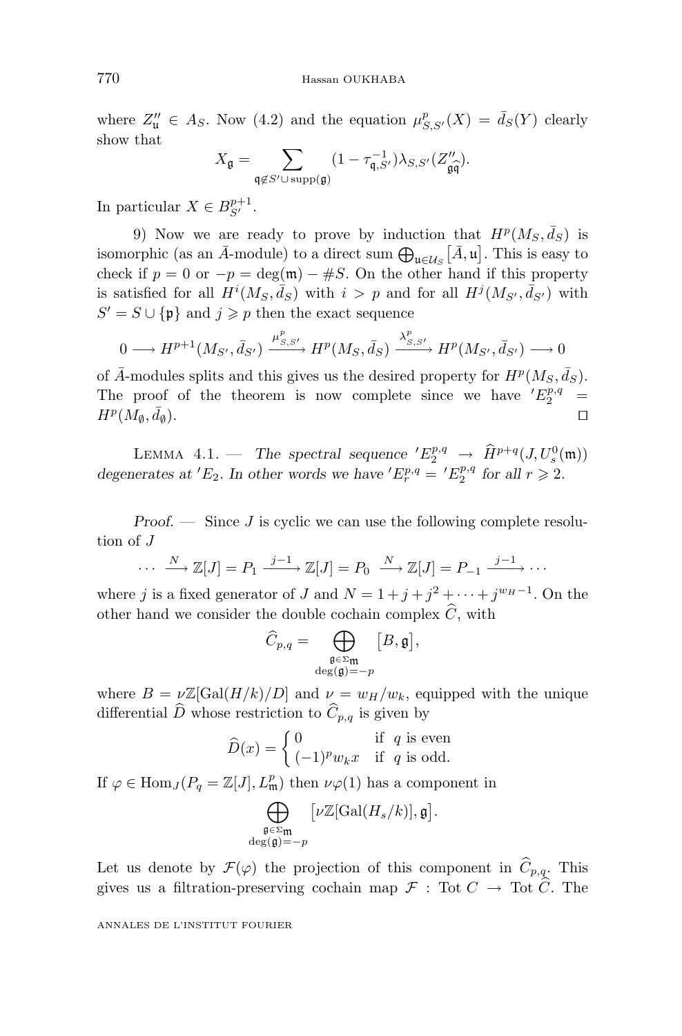where $Z''_{\mathfrak{u}} \in A_S$. Now (4.2) and the equation $\mu^p_{S,S'}(X) = \bar{d}_S(Y)$ clearly show that

$$X_{\mathfrak{g}} = \sum_{\mathfrak{q} \notin S' \cup \operatorname{supp}(\mathfrak{g})} (1 - \tau^{-1}_{\mathfrak{q},S'}) \lambda_{S,S'}(Z''_{\widehat{\mathfrak{g}\mathfrak{q}}}).$$

In particular $X \in B^{p+1}_{S'}$.

9) Now we are ready to prove by induction that $H^p(M_S, \bar{d}_S)$ is isomorphic (as an $\bar{A}$-module) to a direct sum $\bigoplus_{\mathfrak{u} \in \mathcal{U}_S} [\bar{A}, \mathfrak{u}]$. This is easy to check if $p = 0$ or $-p = \deg(\mathfrak{m}) - \#S$. On the other hand if this property is satisfied for all $H^i(M_S, \bar{d}_S)$ with $i > p$ and for all $H^j(M_{S'}, \bar{d}_{S'})$ with $S' = S \cup \{\mathfrak{p}\}$ and $j \geqslant p$ then the exact sequence

$$0 \longrightarrow H^{p+1}(M_{S'}, \bar{d}_{S'}) \xrightarrow{\mu^p_{S,S'}} H^p(M_S, \bar{d}_S) \xrightarrow{\lambda^p_{S,S'}} H^p(M_{S'}, \bar{d}_{S'}) \longrightarrow 0$$

of $\bar{A}$-modules splits and this gives us the desired property for $H^p(M_S, \bar{d}_S)$. The proof of the theorem is now complete since we have ${}'E_2^{p,q} = H^p(M_\emptyset, \bar{d}_\emptyset)$. $\square$

Lemma 4.1. — *The spectral sequence ${}'E_2^{p,q} \to \widehat{H}^{p+q}(J, U_s^0(\mathfrak{m}))$ degenerates at ${}'E_2$. In other words we have ${}'E_r^{p,q} = {}'E_2^{p,q}$ for all $r \geqslant 2$.*

*Proof.* — Since $J$ is cyclic we can use the following complete resolution of $J$

$$\cdots \xrightarrow{N} \mathbb{Z}[J] = P_1 \xrightarrow{j-1} \mathbb{Z}[J] = P_0 \xrightarrow{N} \mathbb{Z}[J] = P_{-1} \xrightarrow{j-1} \cdots$$

where $j$ is a fixed generator of $J$ and $N = 1 + j + j^2 + \cdots + j^{w_H - 1}$. On the other hand we consider the double cochain complex $\widehat{C}$, with

$$\widehat{C}_{p,q} = \bigoplus_{\substack{\mathfrak{g} \in \Sigma_{\mathfrak{m}} \\ \deg(\mathfrak{g}) = -p}} [B, \mathfrak{g}],$$

where $B = \nu \mathbb{Z}[\mathrm{Gal}(H/k)/D]$ and $\nu = w_H / w_k$, equipped with the unique differential $\widehat{D}$ whose restriction to $\widehat{C}_{p,q}$ is given by

$$\widehat{D}(x) = \begin{cases} 0 & \text{if } q \text{ is even} \\ (-1)^p w_k x & \text{if } q \text{ is odd.} \end{cases}$$

If $\varphi \in \mathrm{Hom}_J(P_q = \mathbb{Z}[J], L^p_{\mathfrak{m}})$ then $\nu\varphi(1)$ has a component in

$$\bigoplus_{\substack{\mathfrak{g} \in \Sigma_{\mathfrak{m}} \\ \deg(\mathfrak{g}) = -p}} [\nu \mathbb{Z}[\mathrm{Gal}(H_s/k)], \mathfrak{g}].$$

Let us denote by $\mathcal{F}(\varphi)$ the projection of this component in $\widehat{C}_{p,q}$. This gives us a filtration-preserving cochain map $\mathcal{F} : \mathrm{Tot}\, C \to \mathrm{Tot}\, \widehat{C}$. The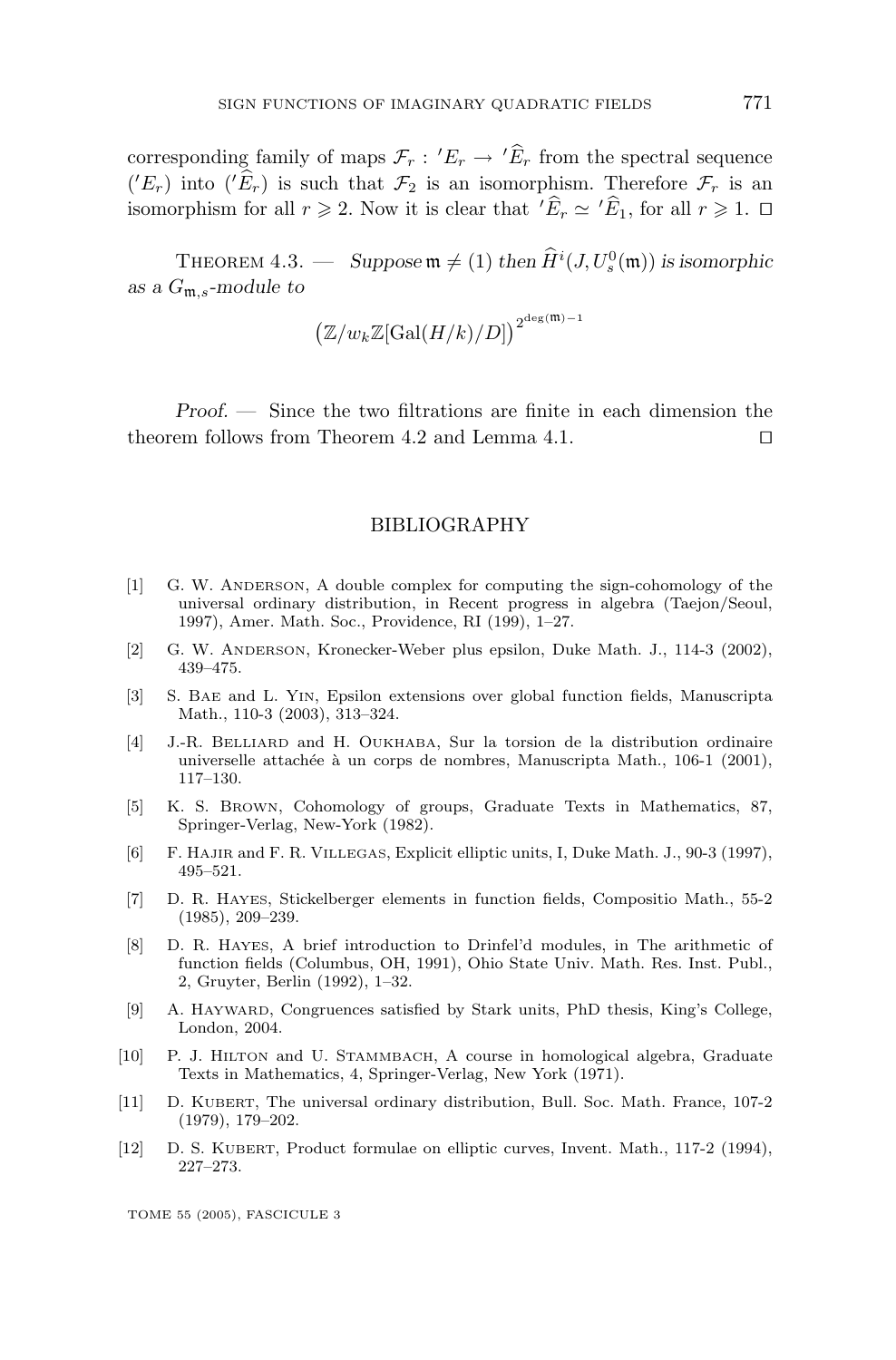corresponding family of maps $\mathcal{F}_r : {}'E_r \to {}'\widehat{E}_r$ from the spectral sequence $({}'E_r)$ into $({}'\widehat{E}_r)$ is such that $\mathcal{F}_2$ is an isomorphism. Therefore $\mathcal{F}_r$ is an isomorphism for all $r \geqslant 2$. Now it is clear that ${}'\widehat{E}_r \simeq {}'\widehat{E}_1$, for all $r \geqslant 1$. □

Theorem 4.3. — *Suppose* $\mathfrak{m} \neq (1)$ *then* $\widehat{H}^i(J, U_s^0(\mathfrak{m}))$ *is isomorphic as a* $G_{\mathfrak{m},s}$*-module to*

$$\left(\mathbb{Z}/w_k\mathbb{Z}[\mathrm{Gal}(H/k)/D]\right)^{2^{\deg(\mathfrak{m})-1}}$$

*Proof.* — Since the two filtrations are finite in each dimension the theorem follows from Theorem 4.2 and Lemma 4.1. □

## BIBLIOGRAPHY

[1] G. W. Anderson, A double complex for computing the sign-cohomology of the universal ordinary distribution, in Recent progress in algebra (Taejon/Seoul, 1997), Amer. Math. Soc., Providence, RI (199), 1–27.

[2] G. W. Anderson, Kronecker-Weber plus epsilon, Duke Math. J., 114-3 (2002), 439–475.

[3] S. Bae and L. Yin, Epsilon extensions over global function fields, Manuscripta Math., 110-3 (2003), 313–324.

[4] J.-R. Belliard and H. Oukhaba, Sur la torsion de la distribution ordinaire universelle attachée à un corps de nombres, Manuscripta Math., 106-1 (2001), 117–130.

[5] K. S. Brown, Cohomology of groups, Graduate Texts in Mathematics, 87, Springer-Verlag, New-York (1982).

[6] F. Hajir and F. R. Villegas, Explicit elliptic units, I, Duke Math. J., 90-3 (1997), 495–521.

[7] D. R. Hayes, Stickelberger elements in function fields, Compositio Math., 55-2 (1985), 209–239.

[8] D. R. Hayes, A brief introduction to Drinfel'd modules, in The arithmetic of function fields (Columbus, OH, 1991), Ohio State Univ. Math. Res. Inst. Publ., 2, Gruyter, Berlin (1992), 1–32.

[9] A. Hayward, Congruences satisfied by Stark units, PhD thesis, King's College, London, 2004.

[10] P. J. Hilton and U. Stammbach, A course in homological algebra, Graduate Texts in Mathematics, 4, Springer-Verlag, New York (1971).

[11] D. Kubert, The universal ordinary distribution, Bull. Soc. Math. France, 107-2 (1979), 179–202.

[12] D. S. Kubert, Product formulae on elliptic curves, Invent. Math., 117-2 (1994), 227–273.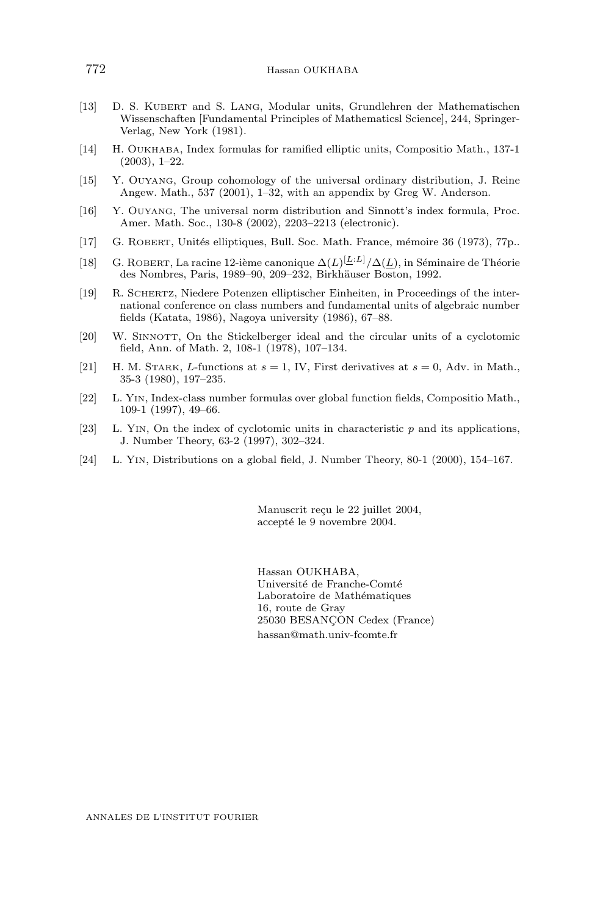[13] D. S. Kubert and S. Lang, Modular units, Grundlehren der Mathematischen Wissenschaften [Fundamental Principles of Mathematicsl Science], 244, Springer-Verlag, New York (1981).

[14] H. Oukhaba, Index formulas for ramified elliptic units, Compositio Math., 137-1 (2003), 1–22.

[15] Y. Ouyang, Group cohomology of the universal ordinary distribution, J. Reine Angew. Math., 537 (2001), 1–32, with an appendix by Greg W. Anderson.

[16] Y. Ouyang, The universal norm distribution and Sinnott's index formula, Proc. Amer. Math. Soc., 130-8 (2002), 2203–2213 (electronic).

[17] G. Robert, Unités elliptiques, Bull. Soc. Math. France, mémoire 36 (1973), 77p..

[18] G. Robert, La racine 12-ième canonique $\Delta(L)^{[\underline{L}:L]}/\Delta(\underline{L})$, in Séminaire de Théorie des Nombres, Paris, 1989–90, 209–232, Birkhäuser Boston, 1992.

[19] R. Schertz, Niedere Potenzen elliptischer Einheiten, in Proceedings of the international conference on class numbers and fundamental units of algebraic number fields (Katata, 1986), Nagoya university (1986), 67–88.

[20] W. Sinnott, On the Stickelberger ideal and the circular units of a cyclotomic field, Ann. of Math. 2, 108-1 (1978), 107–134.

[21] H. M. Stark, $L$-functions at $s = 1$, IV, First derivatives at $s = 0$, Adv. in Math., 35-3 (1980), 197–235.

[22] L. Yin, Index-class number formulas over global function fields, Compositio Math., 109-1 (1997), 49–66.

[23] L. Yin, On the index of cyclotomic units in characteristic $p$ and its applications, J. Number Theory, 63-2 (1997), 302–324.

[24] L. Yin, Distributions on a global field, J. Number Theory, 80-1 (2000), 154–167.

Manuscrit reçu le 22 juillet 2004,
accepté le 9 novembre 2004.

Hassan OUKHABA,
Université de Franche-Comté
Laboratoire de Mathématiques
16, route de Gray
25030 BESANÇON Cedex (France)
hassan@math.univ-fcomte.fr